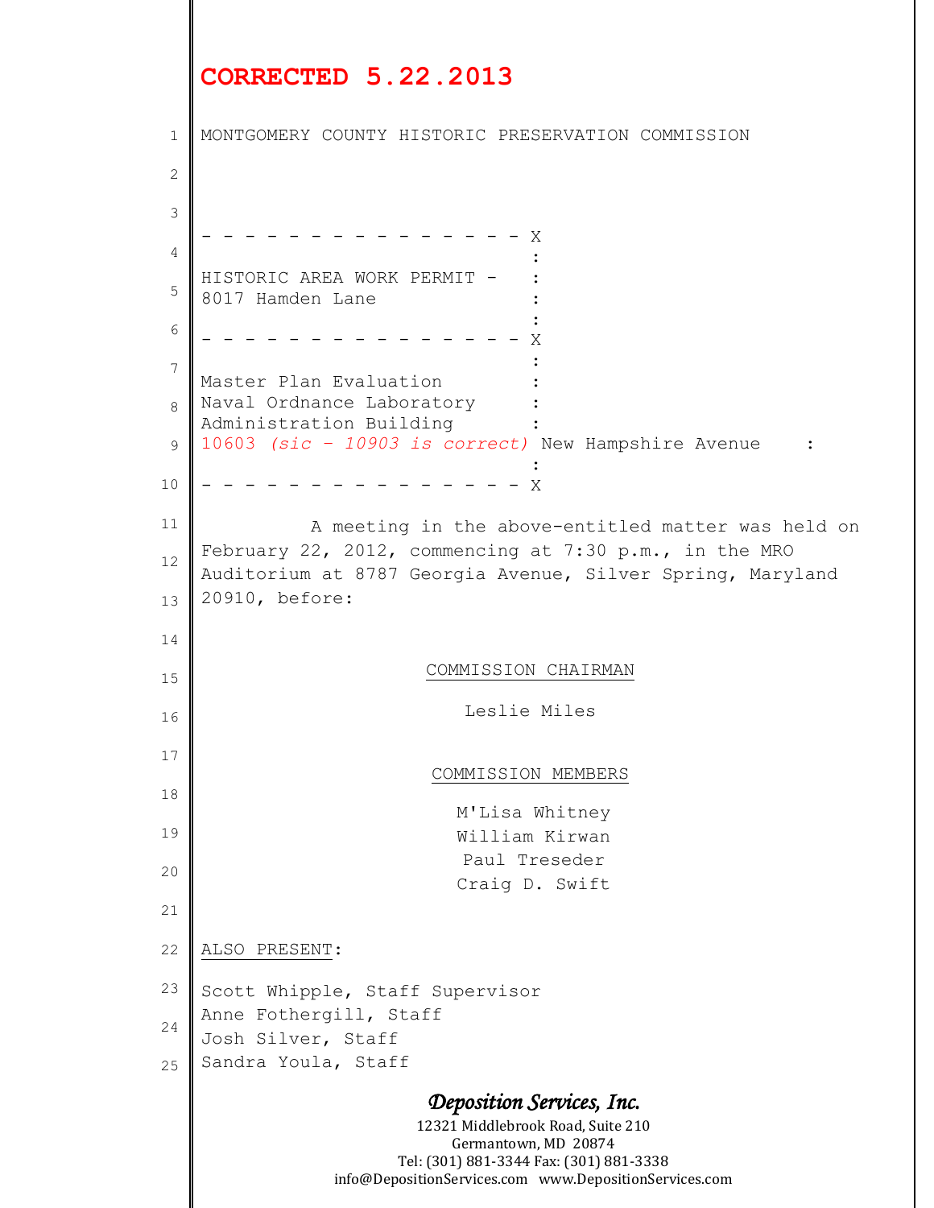**CORRECTED 5.22.2013**

MONTGOMERY COUNTY HISTORIC PRESERVATION COMMISSION

- - - - - - - - - - - - - - - - X

HISTORIC AREA WORK PERMIT -
8017 Hamden Lane

- - - - - - - - - - - - - - - - X

Master Plan Evaluation
Naval Ordnance Laboratory
Administration Building
10603 *(sic - 10903 is correct)* New Hampshire Avenue

- - - - - - - - - - - - - - - - X

A meeting in the above-entitled matter was held on February 22, 2012, commencing at 7:30 p.m., in the MRO Auditorium at 8787 Georgia Avenue, Silver Spring, Maryland 20910, before:

COMMISSION CHAIRMAN

Leslie Miles

COMMISSION MEMBERS

M'Lisa Whitney
William Kirwan
Paul Treseder
Craig D. Swift

ALSO PRESENT:

Scott Whipple, Staff Supervisor
Anne Fothergill, Staff
Josh Silver, Staff
Sandra Youla, Staff

*Deposition Services, Inc.*
12321 Middlebrook Road, Suite 210
Germantown, MD 20874
Tel: (301) 881-3344 Fax: (301) 881-3338
info@DepositionServices.com www.DepositionServices.com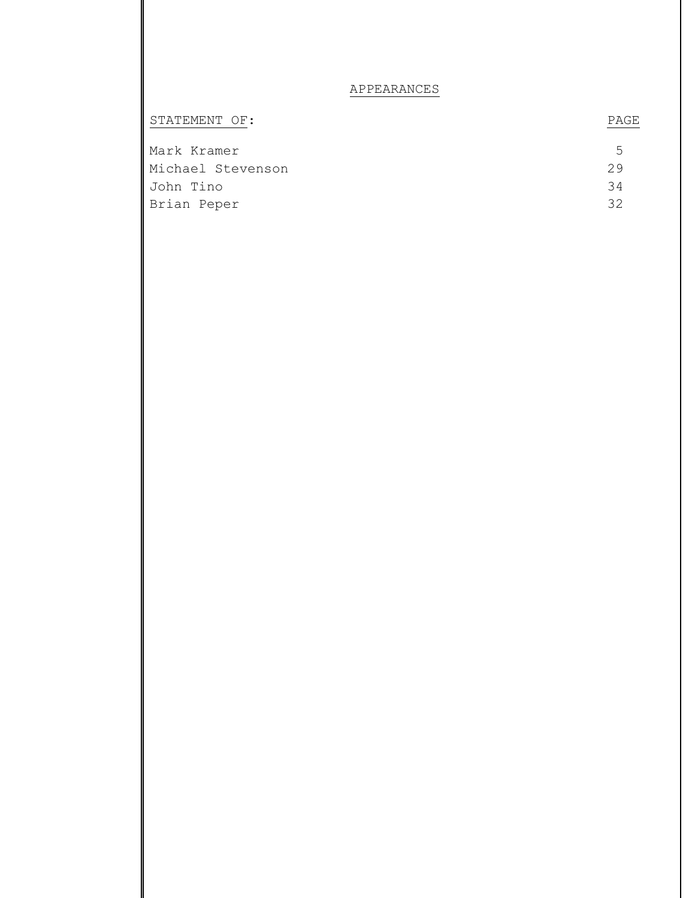# APPEARANCES

| STATEMENT OF: | PAGE |
|---|---|
| Mark Kramer | 5 |
| Michael Stevenson | 29 |
| John Tino | 34 |
| Brian Peper | 32 |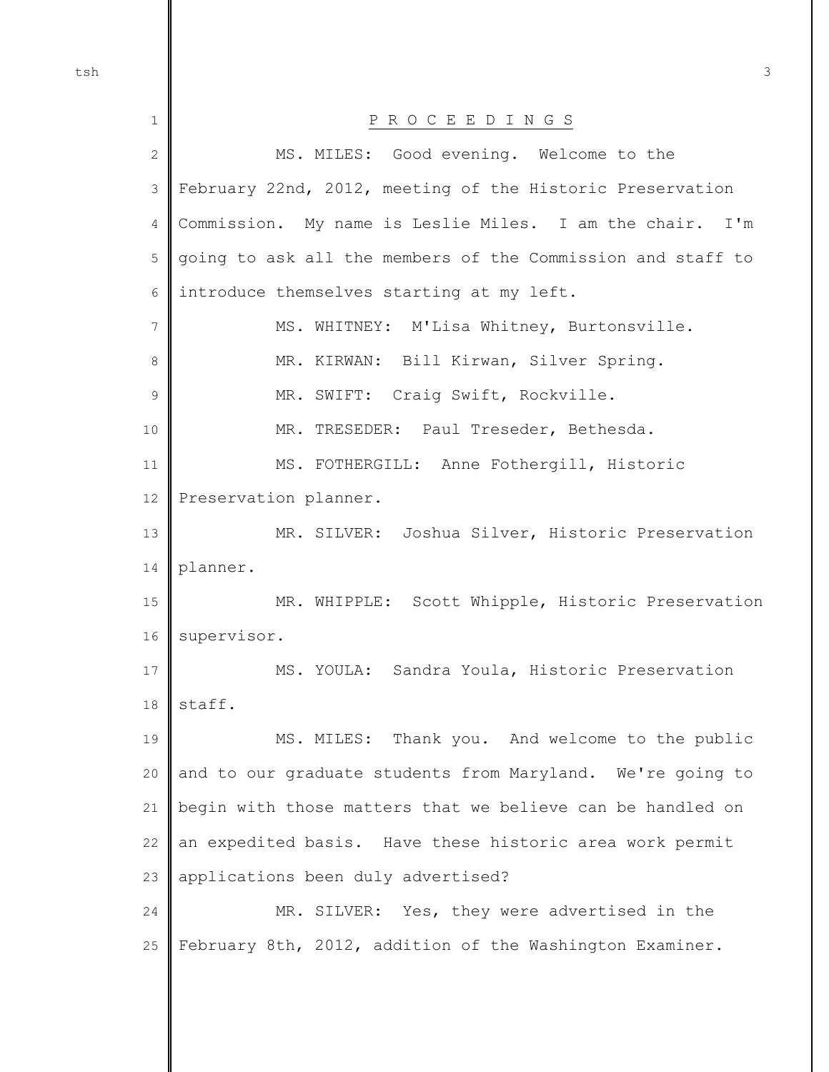P R O C E E D I N G S

MS. MILES: Good evening. Welcome to the February 22nd, 2012, meeting of the Historic Preservation Commission. My name is Leslie Miles. I am the chair. I'm going to ask all the members of the Commission and staff to introduce themselves starting at my left.

MS. WHITNEY: M'Lisa Whitney, Burtonsville.

MR. KIRWAN: Bill Kirwan, Silver Spring.

MR. SWIFT: Craig Swift, Rockville.

MR. TRESEDER: Paul Treseder, Bethesda.

MS. FOTHERGILL: Anne Fothergill, Historic Preservation planner.

MR. SILVER: Joshua Silver, Historic Preservation planner.

MR. WHIPPLE: Scott Whipple, Historic Preservation supervisor.

MS. YOULA: Sandra Youla, Historic Preservation staff.

MS. MILES: Thank you. And welcome to the public and to our graduate students from Maryland. We're going to begin with those matters that we believe can be handled on an expedited basis. Have these historic area work permit applications been duly advertised?

MR. SILVER: Yes, they were advertised in the February 8th, 2012, addition of the Washington Examiner.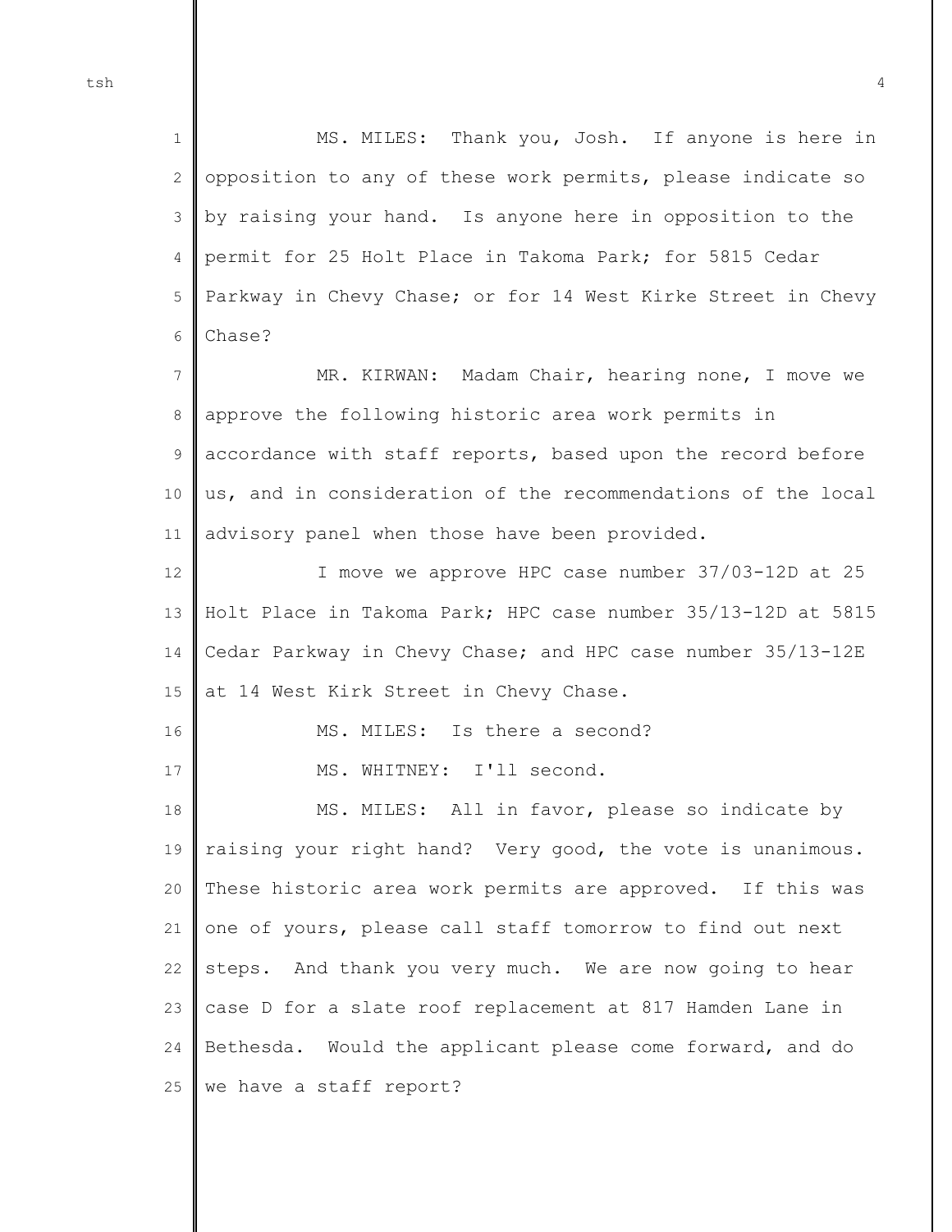MS. MILES: Thank you, Josh. If anyone is here in opposition to any of these work permits, please indicate so by raising your hand. Is anyone here in opposition to the permit for 25 Holt Place in Takoma Park; for 5815 Cedar Parkway in Chevy Chase; or for 14 West Kirke Street in Chevy Chase?

MR. KIRWAN: Madam Chair, hearing none, I move we approve the following historic area work permits in accordance with staff reports, based upon the record before us, and in consideration of the recommendations of the local advisory panel when those have been provided.

I move we approve HPC case number 37/03-12D at 25 Holt Place in Takoma Park; HPC case number 35/13-12D at 5815 Cedar Parkway in Chevy Chase; and HPC case number 35/13-12E at 14 West Kirk Street in Chevy Chase.

MS. MILES: Is there a second?

MS. WHITNEY: I'll second.

MS. MILES: All in favor, please so indicate by raising your right hand? Very good, the vote is unanimous. These historic area work permits are approved. If this was one of yours, please call staff tomorrow to find out next steps. And thank you very much. We are now going to hear case D for a slate roof replacement at 817 Hamden Lane in Bethesda. Would the applicant please come forward, and do we have a staff report?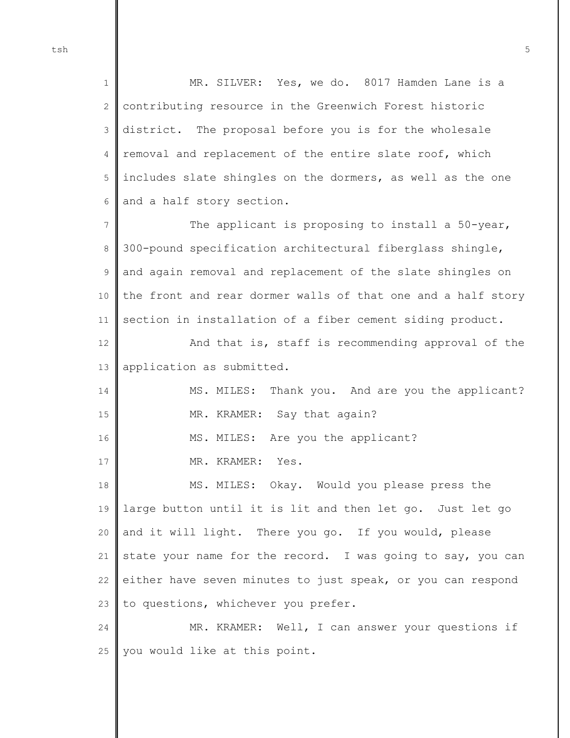MR. SILVER: Yes, we do. 8017 Hamden Lane is a contributing resource in the Greenwich Forest historic district. The proposal before you is for the wholesale removal and replacement of the entire slate roof, which includes slate shingles on the dormers, as well as the one and a half story section.

The applicant is proposing to install a 50-year, 300-pound specification architectural fiberglass shingle, and again removal and replacement of the slate shingles on the front and rear dormer walls of that one and a half story section in installation of a fiber cement siding product.

And that is, staff is recommending approval of the application as submitted.

MS. MILES: Thank you. And are you the applicant?

MR. KRAMER: Say that again?

MS. MILES: Are you the applicant?

MR. KRAMER: Yes.

MS. MILES: Okay. Would you please press the large button until it is lit and then let go. Just let go and it will light. There you go. If you would, please state your name for the record. I was going to say, you can either have seven minutes to just speak, or you can respond to questions, whichever you prefer.

MR. KRAMER: Well, I can answer your questions if you would like at this point.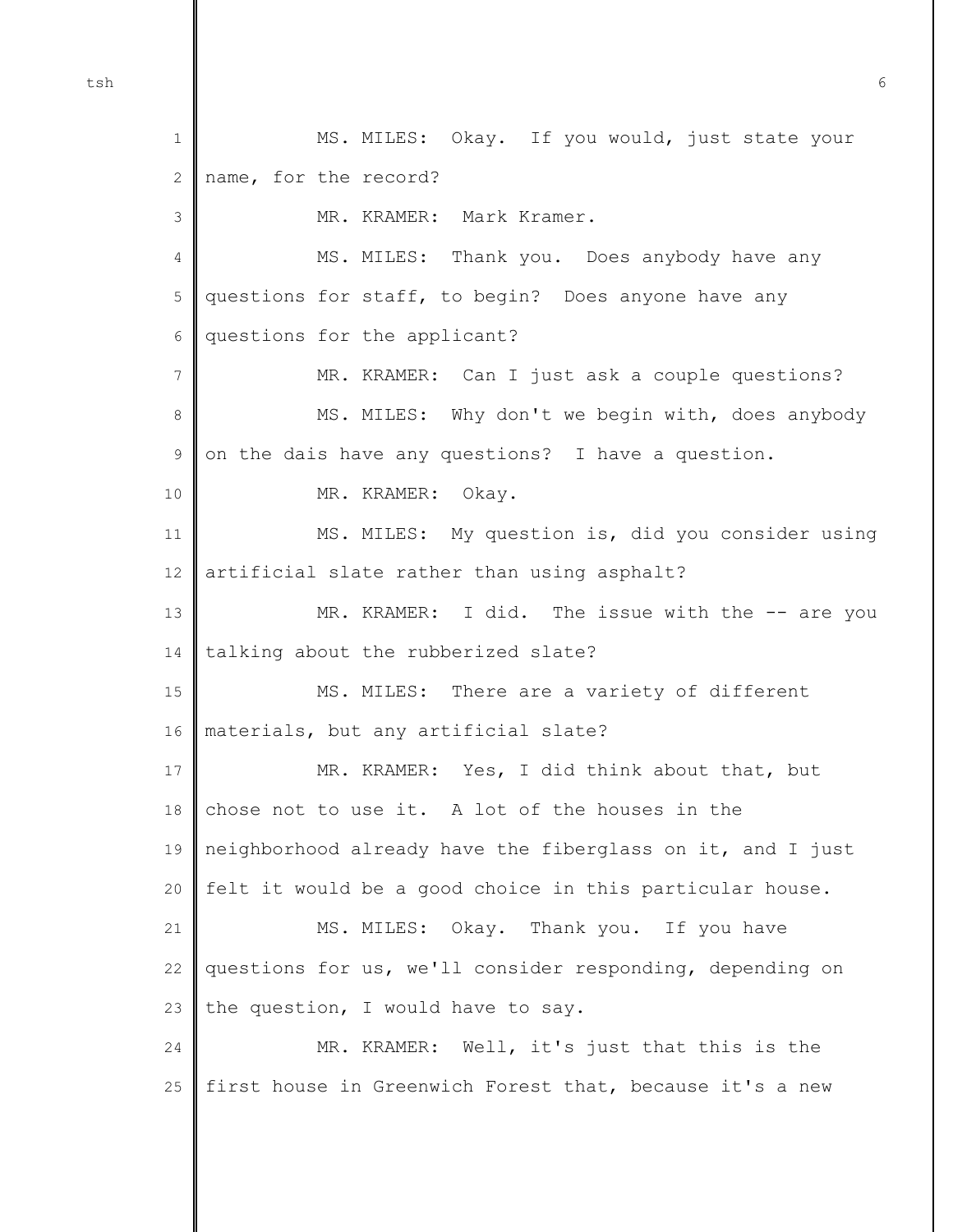MS. MILES: Okay. If you would, just state your name, for the record?

MR. KRAMER: Mark Kramer.

MS. MILES: Thank you. Does anybody have any questions for staff, to begin? Does anyone have any questions for the applicant?

MR. KRAMER: Can I just ask a couple questions?

MS. MILES: Why don't we begin with, does anybody on the dais have any questions? I have a question.

MR. KRAMER: Okay.

MS. MILES: My question is, did you consider using artificial slate rather than using asphalt?

MR. KRAMER: I did. The issue with the -- are you talking about the rubberized slate?

MS. MILES: There are a variety of different materials, but any artificial slate?

MR. KRAMER: Yes, I did think about that, but chose not to use it. A lot of the houses in the neighborhood already have the fiberglass on it, and I just felt it would be a good choice in this particular house.

MS. MILES: Okay. Thank you. If you have questions for us, we'll consider responding, depending on the question, I would have to say.

MR. KRAMER: Well, it's just that this is the first house in Greenwich Forest that, because it's a new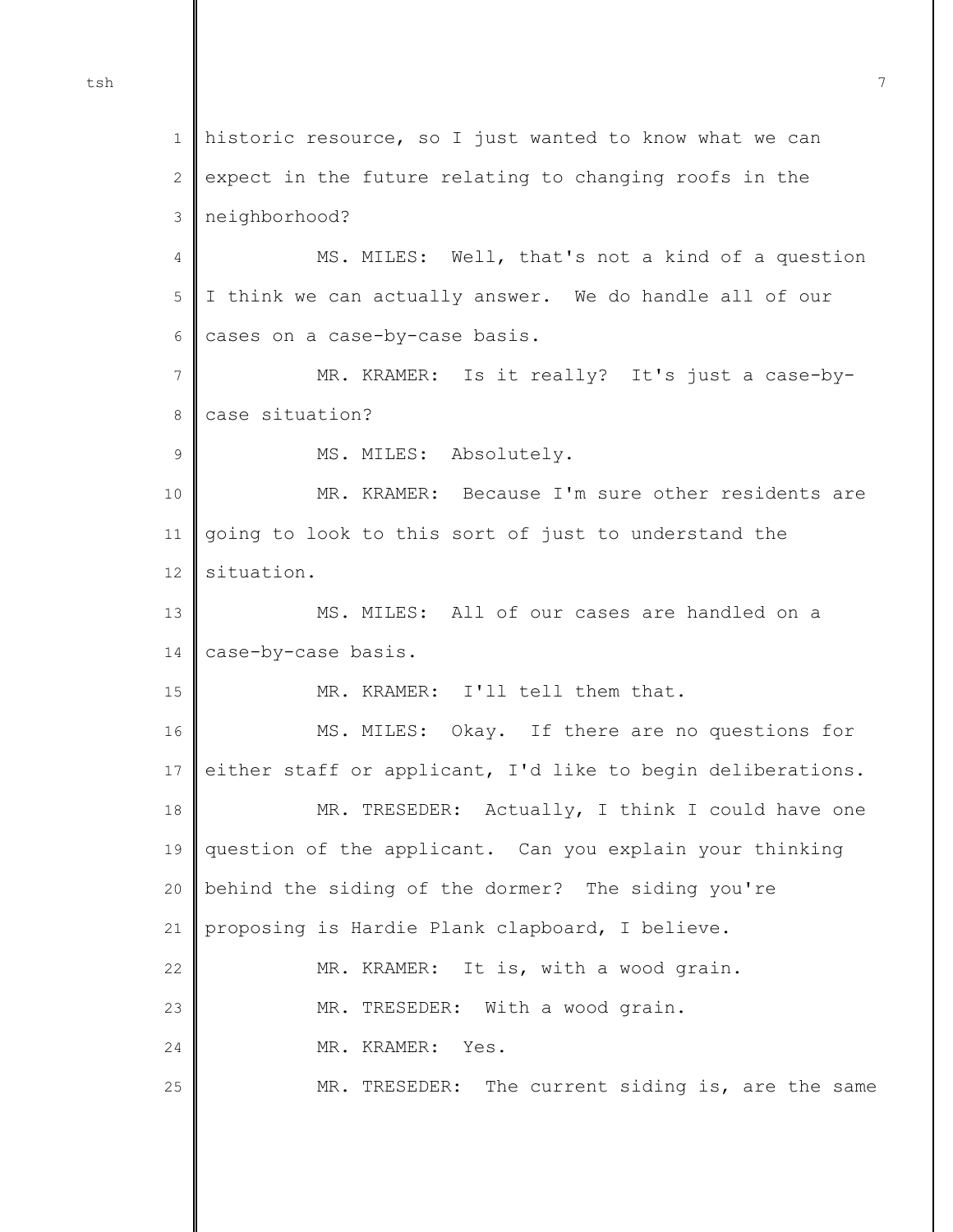historic resource, so I just wanted to know what we can expect in the future relating to changing roofs in the neighborhood?

MS. MILES: Well, that's not a kind of a question I think we can actually answer. We do handle all of our cases on a case-by-case basis.

MR. KRAMER: Is it really? It's just a case-by-case situation?

MS. MILES: Absolutely.

MR. KRAMER: Because I'm sure other residents are going to look to this sort of just to understand the situation.

MS. MILES: All of our cases are handled on a case-by-case basis.

MR. KRAMER: I'll tell them that.

MS. MILES: Okay. If there are no questions for either staff or applicant, I'd like to begin deliberations.

MR. TRESEDER: Actually, I think I could have one question of the applicant. Can you explain your thinking behind the siding of the dormer? The siding you're proposing is Hardie Plank clapboard, I believe.

MR. KRAMER: It is, with a wood grain.

MR. TRESEDER: With a wood grain.

MR. KRAMER: Yes.

MR. TRESEDER: The current siding is, are the same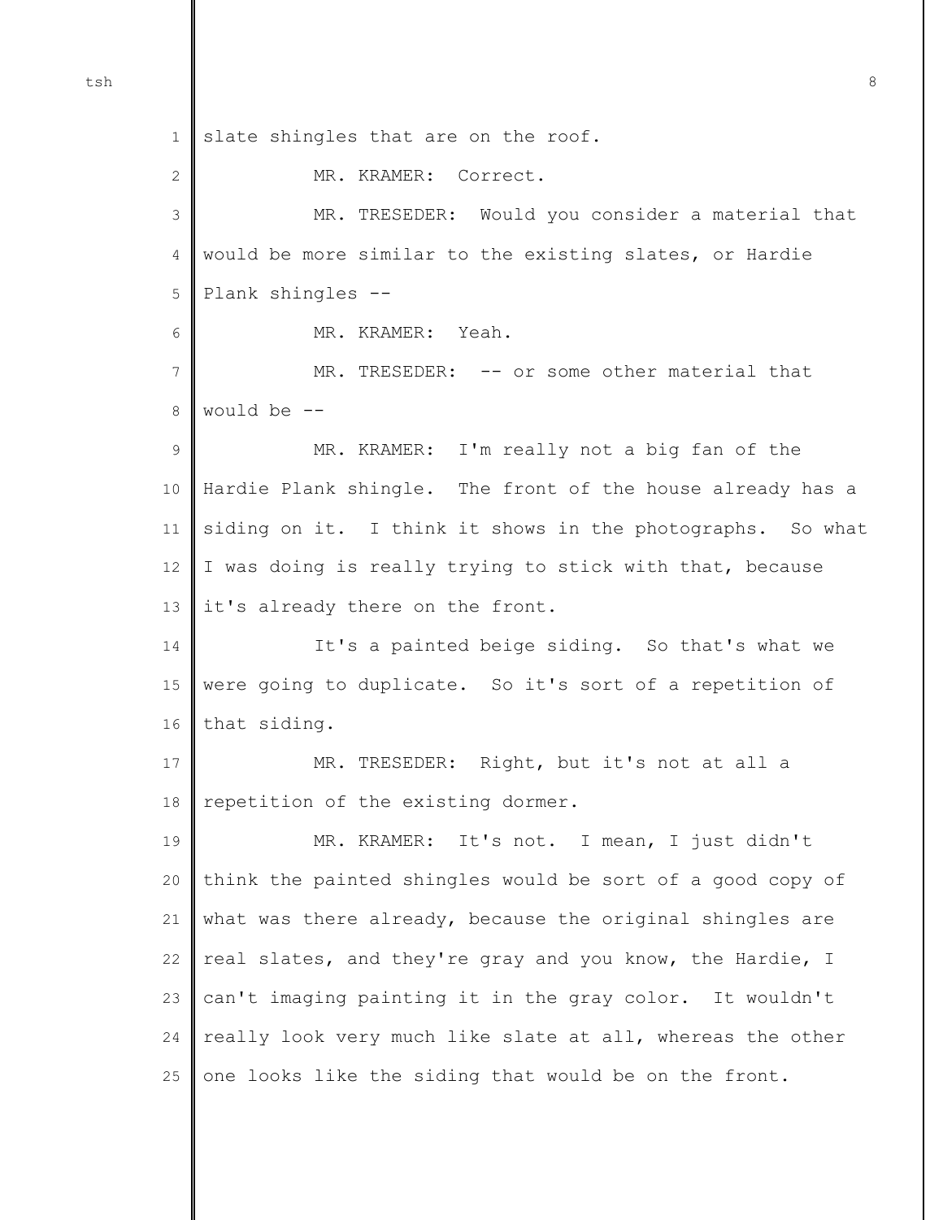slate shingles that are on the roof.

MR. KRAMER: Correct.

MR. TRESEDER: Would you consider a material that would be more similar to the existing slates, or Hardie Plank shingles --

MR. KRAMER: Yeah.

MR. TRESEDER: -- or some other material that would be --

MR. KRAMER: I'm really not a big fan of the Hardie Plank shingle. The front of the house already has a siding on it. I think it shows in the photographs. So what I was doing is really trying to stick with that, because it's already there on the front.

It's a painted beige siding. So that's what we were going to duplicate. So it's sort of a repetition of that siding.

MR. TRESEDER: Right, but it's not at all a repetition of the existing dormer.

MR. KRAMER: It's not. I mean, I just didn't think the painted shingles would be sort of a good copy of what was there already, because the original shingles are real slates, and they're gray and you know, the Hardie, I can't imaging painting it in the gray color. It wouldn't really look very much like slate at all, whereas the other one looks like the siding that would be on the front.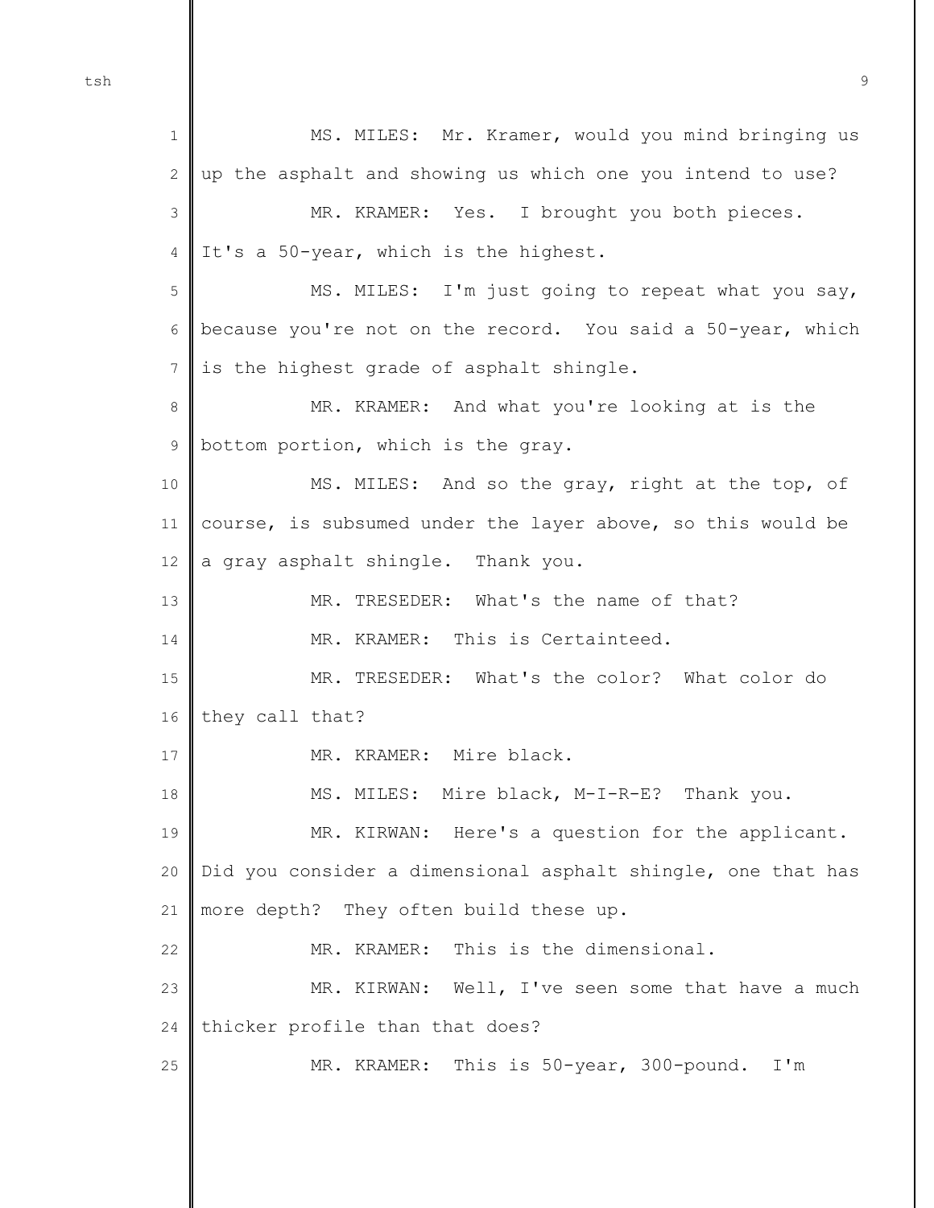MS. MILES: Mr. Kramer, would you mind bringing us up the asphalt and showing us which one you intend to use?

MR. KRAMER: Yes. I brought you both pieces. It's a 50-year, which is the highest.

MS. MILES: I'm just going to repeat what you say, because you're not on the record. You said a 50-year, which is the highest grade of asphalt shingle.

MR. KRAMER: And what you're looking at is the bottom portion, which is the gray.

MS. MILES: And so the gray, right at the top, of course, is subsumed under the layer above, so this would be a gray asphalt shingle. Thank you.

MR. TRESEDER: What's the name of that?

MR. KRAMER: This is Certainteed.

MR. TRESEDER: What's the color? What color do they call that?

MR. KRAMER: Mire black.

MS. MILES: Mire black, M-I-R-E? Thank you.

MR. KIRWAN: Here's a question for the applicant. Did you consider a dimensional asphalt shingle, one that has more depth? They often build these up.

MR. KRAMER: This is the dimensional.

MR. KIRWAN: Well, I've seen some that have a much thicker profile than that does?

MR. KRAMER: This is 50-year, 300-pound. I'm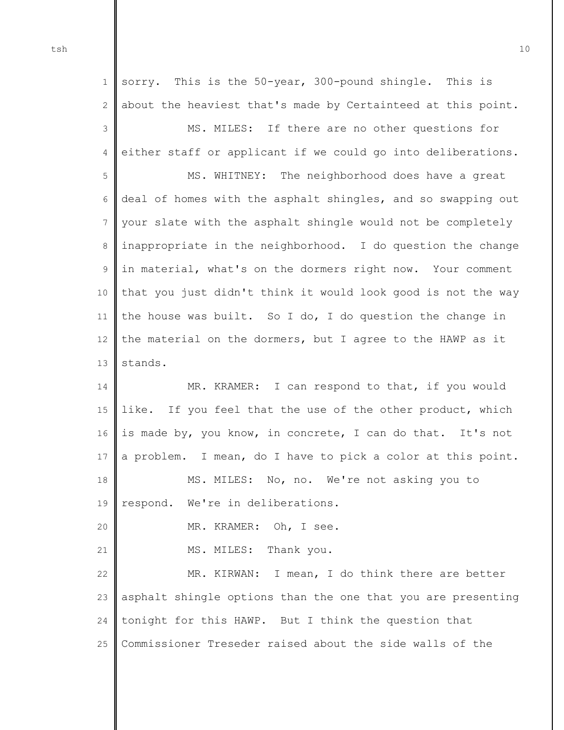sorry. This is the 50-year, 300-pound shingle. This is about the heaviest that's made by Certainteed at this point.

MS. MILES: If there are no other questions for either staff or applicant if we could go into deliberations.

MS. WHITNEY: The neighborhood does have a great deal of homes with the asphalt shingles, and so swapping out your slate with the asphalt shingle would not be completely inappropriate in the neighborhood. I do question the change in material, what's on the dormers right now. Your comment that you just didn't think it would look good is not the way the house was built. So I do, I do question the change in the material on the dormers, but I agree to the HAWP as it stands.

MR. KRAMER: I can respond to that, if you would like. If you feel that the use of the other product, which is made by, you know, in concrete, I can do that. It's not a problem. I mean, do I have to pick a color at this point.

MS. MILES: No, no. We're not asking you to respond. We're in deliberations.

MR. KRAMER: Oh, I see.

MS. MILES: Thank you.

MR. KIRWAN: I mean, I do think there are better asphalt shingle options than the one that you are presenting tonight for this HAWP. But I think the question that Commissioner Treseder raised about the side walls of the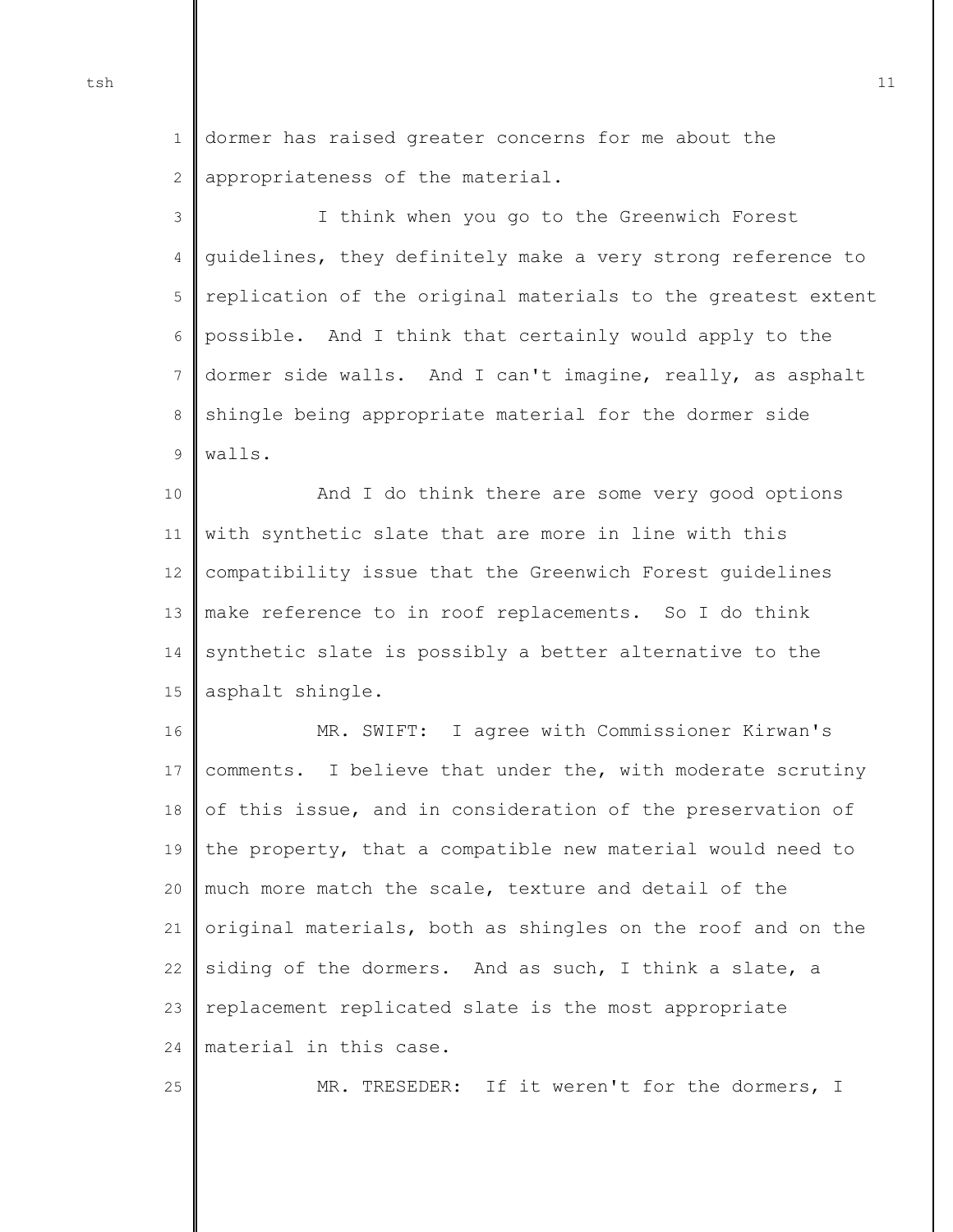dormer has raised greater concerns for me about the appropriateness of the material.

I think when you go to the Greenwich Forest guidelines, they definitely make a very strong reference to replication of the original materials to the greatest extent possible. And I think that certainly would apply to the dormer side walls. And I can't imagine, really, as asphalt shingle being appropriate material for the dormer side walls.

And I do think there are some very good options with synthetic slate that are more in line with this compatibility issue that the Greenwich Forest guidelines make reference to in roof replacements. So I do think synthetic slate is possibly a better alternative to the asphalt shingle.

MR. SWIFT: I agree with Commissioner Kirwan's comments. I believe that under the, with moderate scrutiny of this issue, and in consideration of the preservation of the property, that a compatible new material would need to much more match the scale, texture and detail of the original materials, both as shingles on the roof and on the siding of the dormers. And as such, I think a slate, a replacement replicated slate is the most appropriate material in this case.

MR. TRESEDER: If it weren't for the dormers, I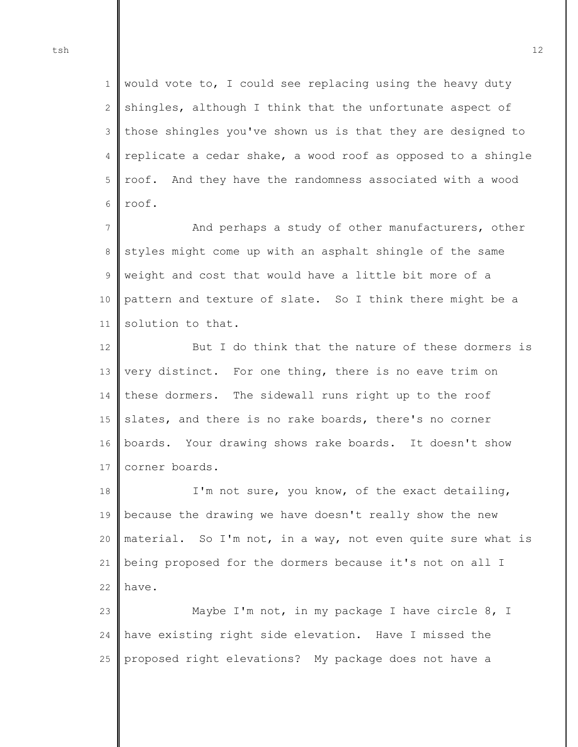would vote to, I could see replacing using the heavy duty shingles, although I think that the unfortunate aspect of those shingles you've shown us is that they are designed to replicate a cedar shake, a wood roof as opposed to a shingle roof. And they have the randomness associated with a wood roof.

And perhaps a study of other manufacturers, other styles might come up with an asphalt shingle of the same weight and cost that would have a little bit more of a pattern and texture of slate. So I think there might be a solution to that.

But I do think that the nature of these dormers is very distinct. For one thing, there is no eave trim on these dormers. The sidewall runs right up to the roof slates, and there is no rake boards, there's no corner boards. Your drawing shows rake boards. It doesn't show corner boards.

I'm not sure, you know, of the exact detailing, because the drawing we have doesn't really show the new material. So I'm not, in a way, not even quite sure what is being proposed for the dormers because it's not on all I have.

Maybe I'm not, in my package I have circle 8, I have existing right side elevation. Have I missed the proposed right elevations? My package does not have a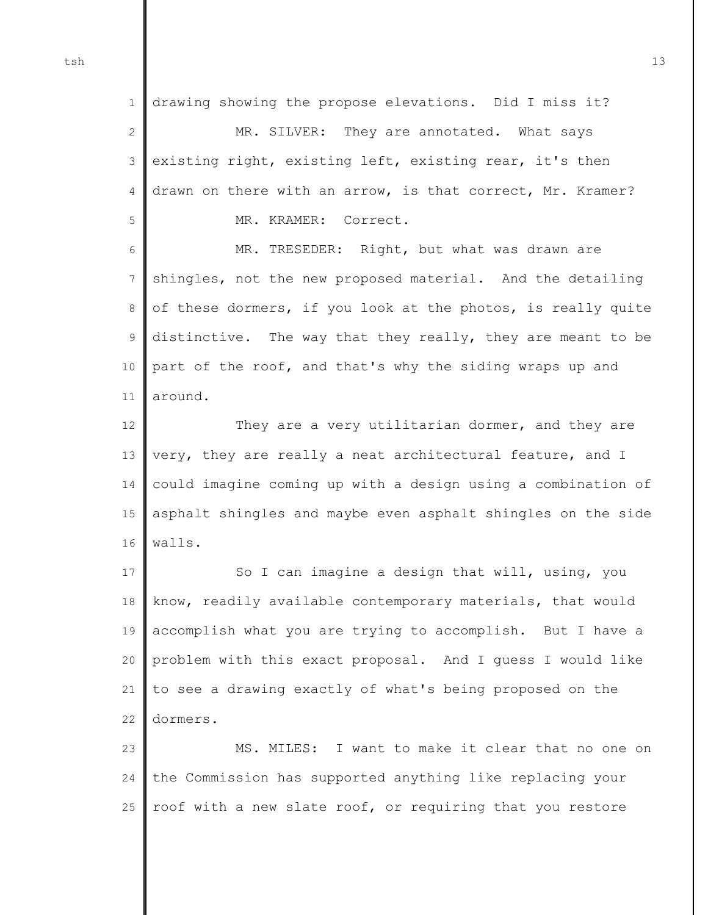drawing showing the propose elevations. Did I miss it?

MR. SILVER: They are annotated. What says existing right, existing left, existing rear, it's then drawn on there with an arrow, is that correct, Mr. Kramer?

MR. KRAMER: Correct.

MR. TRESEDER: Right, but what was drawn are shingles, not the new proposed material. And the detailing of these dormers, if you look at the photos, is really quite distinctive. The way that they really, they are meant to be part of the roof, and that's why the siding wraps up and around.

They are a very utilitarian dormer, and they are very, they are really a neat architectural feature, and I could imagine coming up with a design using a combination of asphalt shingles and maybe even asphalt shingles on the side walls.

So I can imagine a design that will, using, you know, readily available contemporary materials, that would accomplish what you are trying to accomplish. But I have a problem with this exact proposal. And I guess I would like to see a drawing exactly of what's being proposed on the dormers.

MS. MILES: I want to make it clear that no one on the Commission has supported anything like replacing your roof with a new slate roof, or requiring that you restore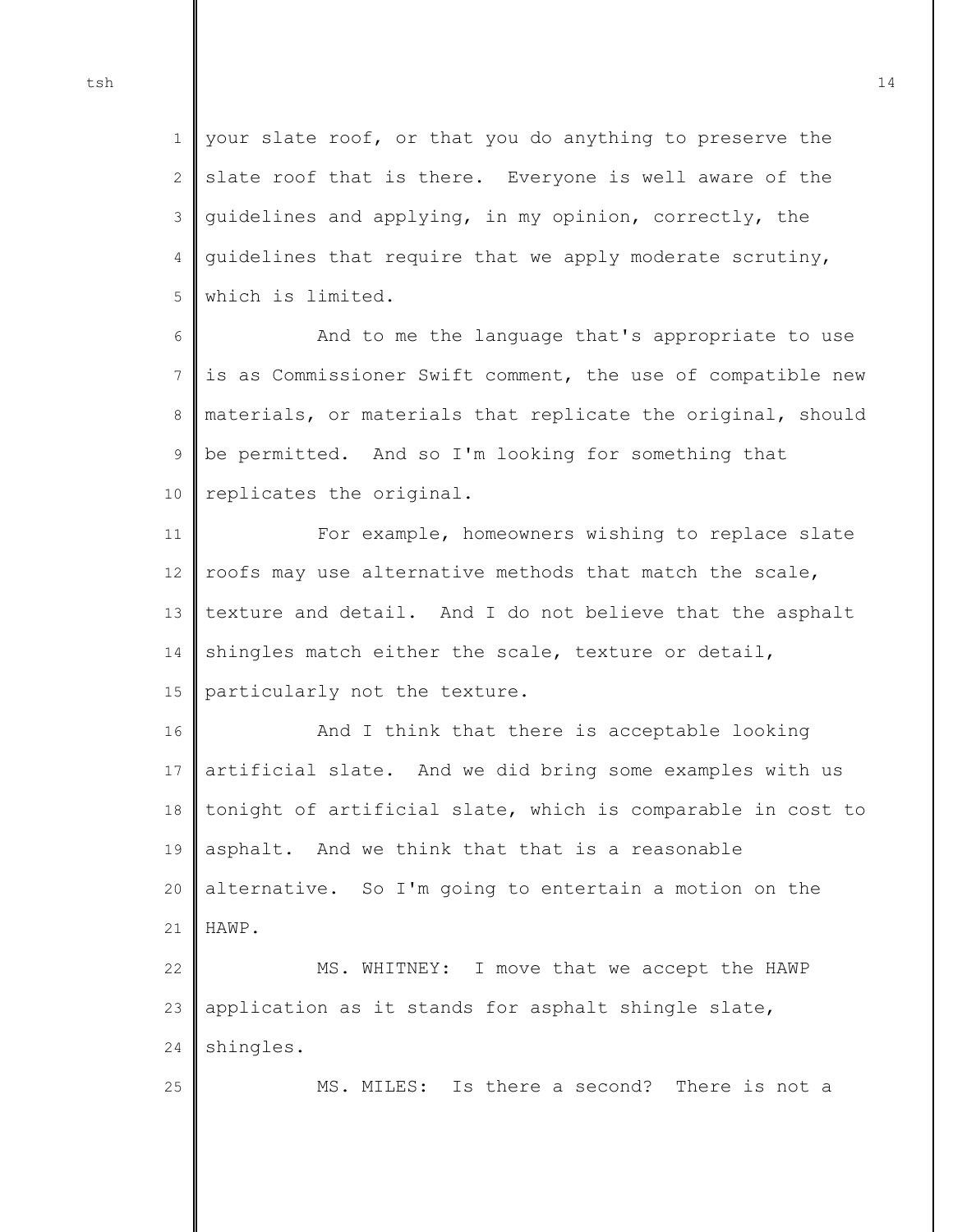your slate roof, or that you do anything to preserve the slate roof that is there. Everyone is well aware of the guidelines and applying, in my opinion, correctly, the guidelines that require that we apply moderate scrutiny, which is limited.

And to me the language that's appropriate to use is as Commissioner Swift comment, the use of compatible new materials, or materials that replicate the original, should be permitted. And so I'm looking for something that replicates the original.

For example, homeowners wishing to replace slate roofs may use alternative methods that match the scale, texture and detail. And I do not believe that the asphalt shingles match either the scale, texture or detail, particularly not the texture.

And I think that there is acceptable looking artificial slate. And we did bring some examples with us tonight of artificial slate, which is comparable in cost to asphalt. And we think that that is a reasonable alternative. So I'm going to entertain a motion on the HAWP.

MS. WHITNEY: I move that we accept the HAWP application as it stands for asphalt shingle slate, shingles.

MS. MILES: Is there a second? There is not a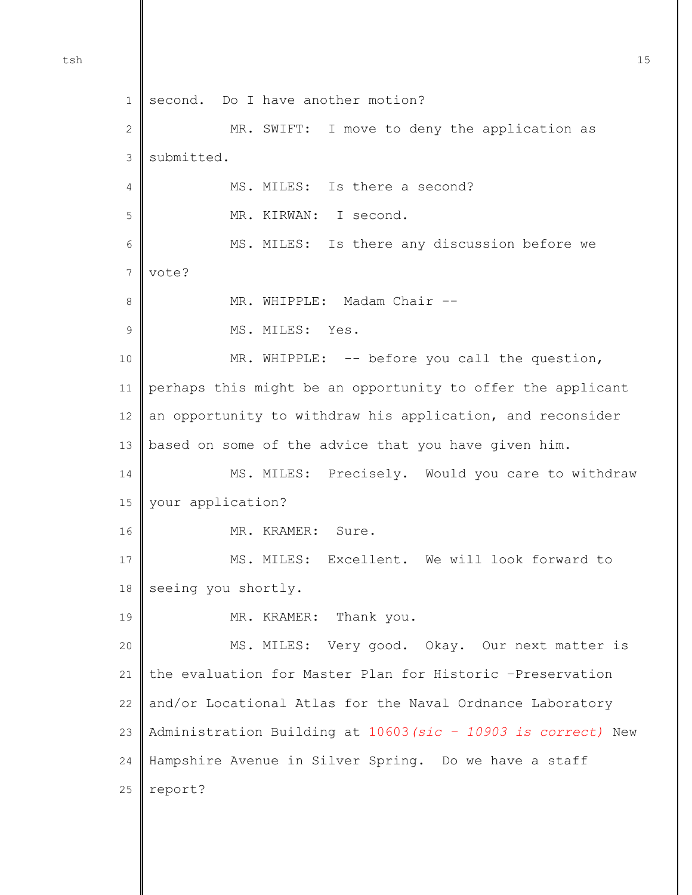second. Do I have another motion?

MR. SWIFT: I move to deny the application as submitted.

MS. MILES: Is there a second?

MR. KIRWAN: I second.

MS. MILES: Is there any discussion before we vote?

MR. WHIPPLE: Madam Chair --

MS. MILES: Yes.

MR. WHIPPLE: -- before you call the question, perhaps this might be an opportunity to offer the applicant an opportunity to withdraw his application, and reconsider based on some of the advice that you have given him.

MS. MILES: Precisely. Would you care to withdraw your application?

MR. KRAMER: Sure.

MS. MILES: Excellent. We will look forward to seeing you shortly.

MR. KRAMER: Thank you.

MS. MILES: Very good. Okay. Our next matter is the evaluation for Master Plan for Historic –Preservation and/or Locational Atlas for the Naval Ordnance Laboratory Administration Building at 10603 *(sic – 10903 is correct)* New Hampshire Avenue in Silver Spring. Do we have a staff report?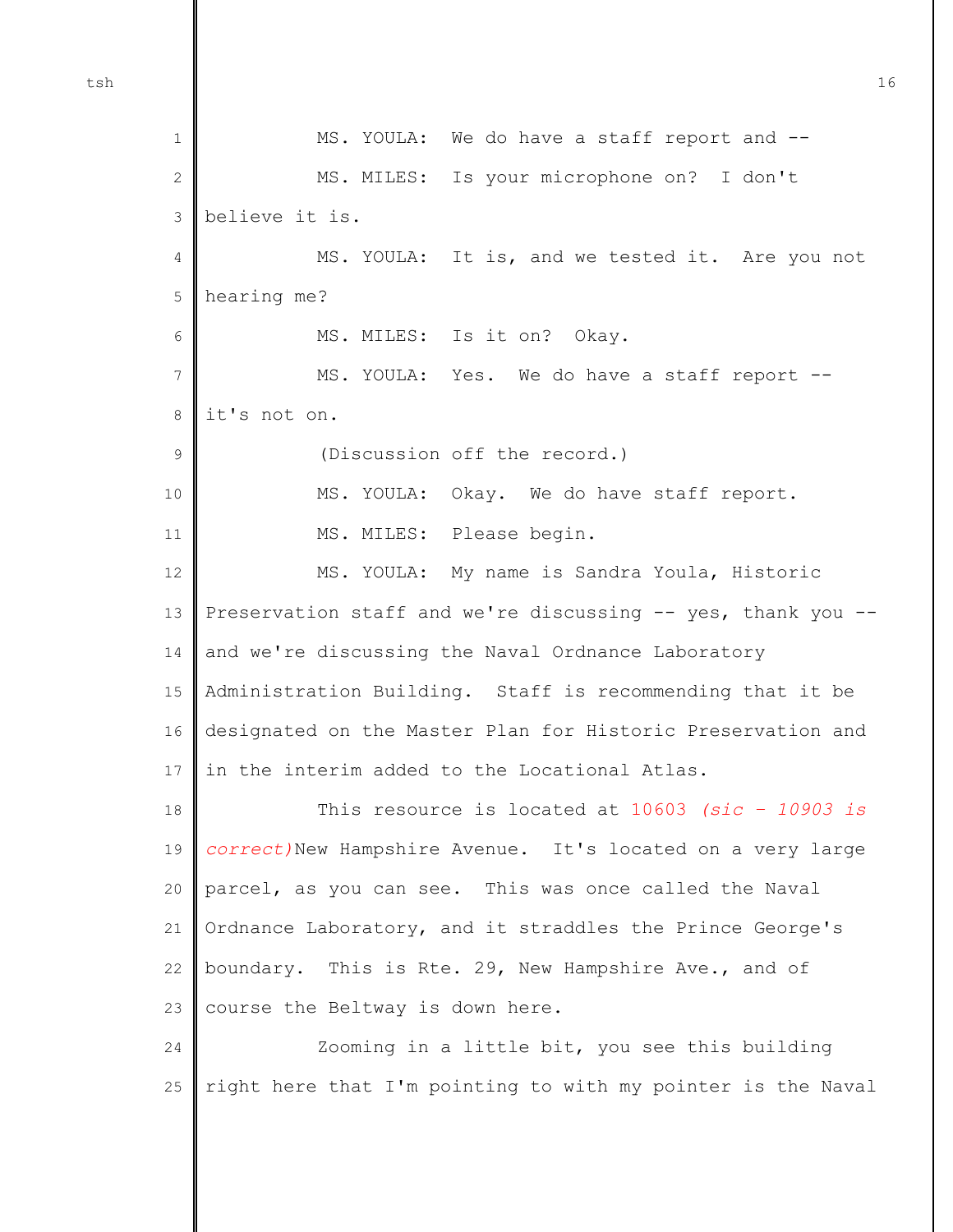MS. YOULA: We do have a staff report and --

MS. MILES: Is your microphone on? I don't believe it is.

MS. YOULA: It is, and we tested it. Are you not hearing me?

MS. MILES: Is it on? Okay.

MS. YOULA: Yes. We do have a staff report -- it's not on.

(Discussion off the record.)

MS. YOULA: Okay. We do have staff report.

MS. MILES: Please begin.

MS. YOULA: My name is Sandra Youla, Historic Preservation staff and we're discussing -- yes, thank you -- and we're discussing the Naval Ordnance Laboratory Administration Building. Staff is recommending that it be designated on the Master Plan for Historic Preservation and in the interim added to the Locational Atlas.

This resource is located at 10603 *(sic – 10903 is correct)* New Hampshire Avenue. It's located on a very large parcel, as you can see. This was once called the Naval Ordnance Laboratory, and it straddles the Prince George's boundary. This is Rte. 29, New Hampshire Ave., and of course the Beltway is down here.

Zooming in a little bit, you see this building right here that I'm pointing to with my pointer is the Naval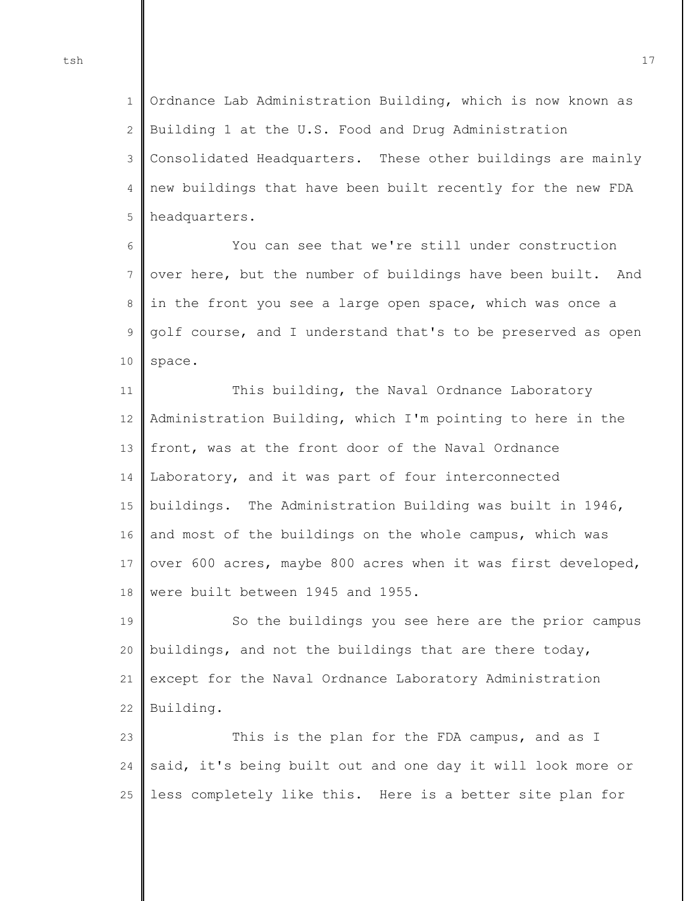Ordnance Lab Administration Building, which is now known as Building 1 at the U.S. Food and Drug Administration Consolidated Headquarters. These other buildings are mainly new buildings that have been built recently for the new FDA headquarters.

You can see that we're still under construction over here, but the number of buildings have been built. And in the front you see a large open space, which was once a golf course, and I understand that's to be preserved as open space.

This building, the Naval Ordnance Laboratory Administration Building, which I'm pointing to here in the front, was at the front door of the Naval Ordnance Laboratory, and it was part of four interconnected buildings. The Administration Building was built in 1946, and most of the buildings on the whole campus, which was over 600 acres, maybe 800 acres when it was first developed, were built between 1945 and 1955.

So the buildings you see here are the prior campus buildings, and not the buildings that are there today, except for the Naval Ordnance Laboratory Administration Building.

This is the plan for the FDA campus, and as I said, it's being built out and one day it will look more or less completely like this. Here is a better site plan for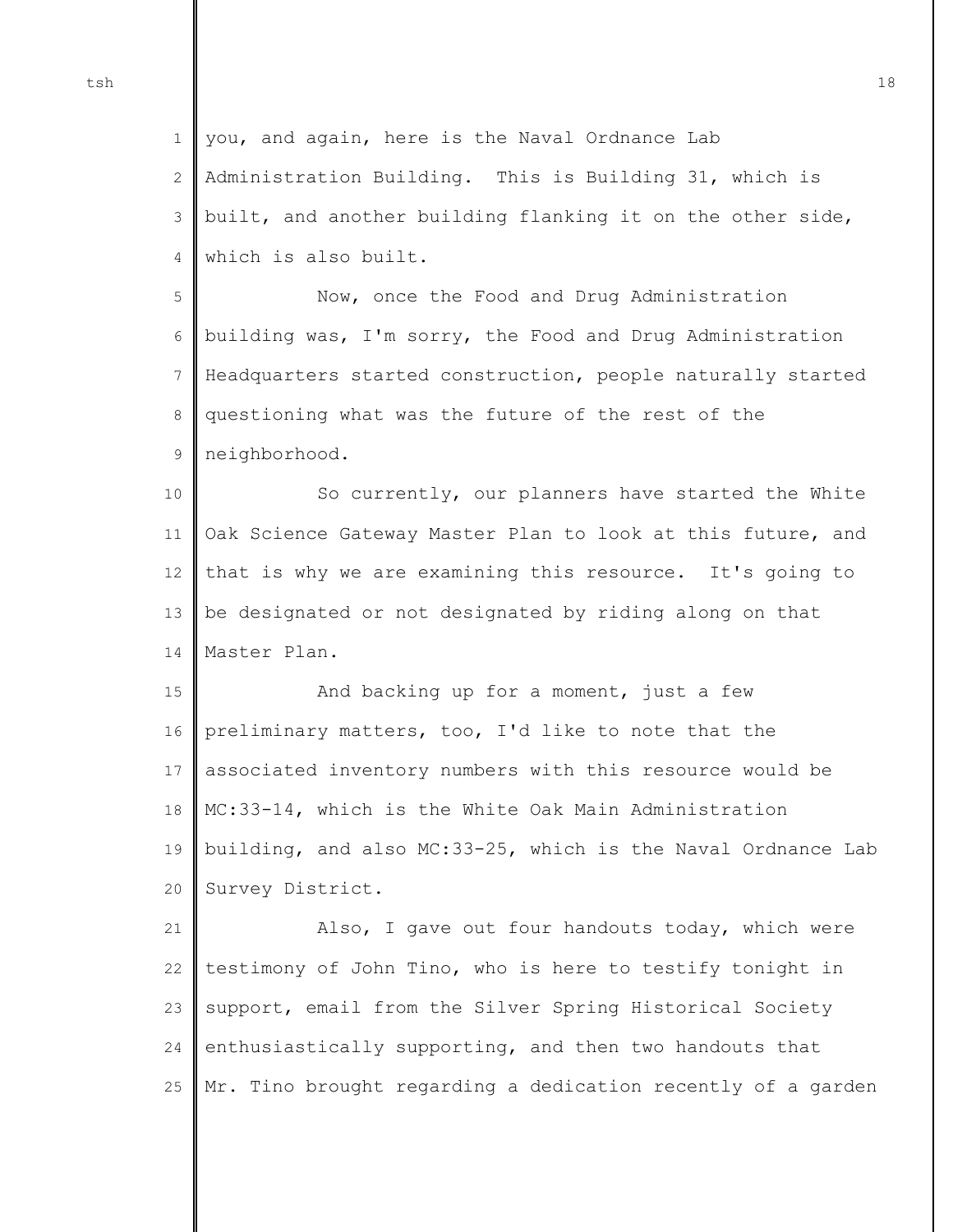you, and again, here is the Naval Ordnance Lab Administration Building. This is Building 31, which is built, and another building flanking it on the other side, which is also built.

Now, once the Food and Drug Administration building was, I'm sorry, the Food and Drug Administration Headquarters started construction, people naturally started questioning what was the future of the rest of the neighborhood.

So currently, our planners have started the White Oak Science Gateway Master Plan to look at this future, and that is why we are examining this resource. It's going to be designated or not designated by riding along on that Master Plan.

And backing up for a moment, just a few preliminary matters, too, I'd like to note that the associated inventory numbers with this resource would be MC:33-14, which is the White Oak Main Administration building, and also MC:33-25, which is the Naval Ordnance Lab Survey District.

Also, I gave out four handouts today, which were testimony of John Tino, who is here to testify tonight in support, email from the Silver Spring Historical Society enthusiastically supporting, and then two handouts that Mr. Tino brought regarding a dedication recently of a garden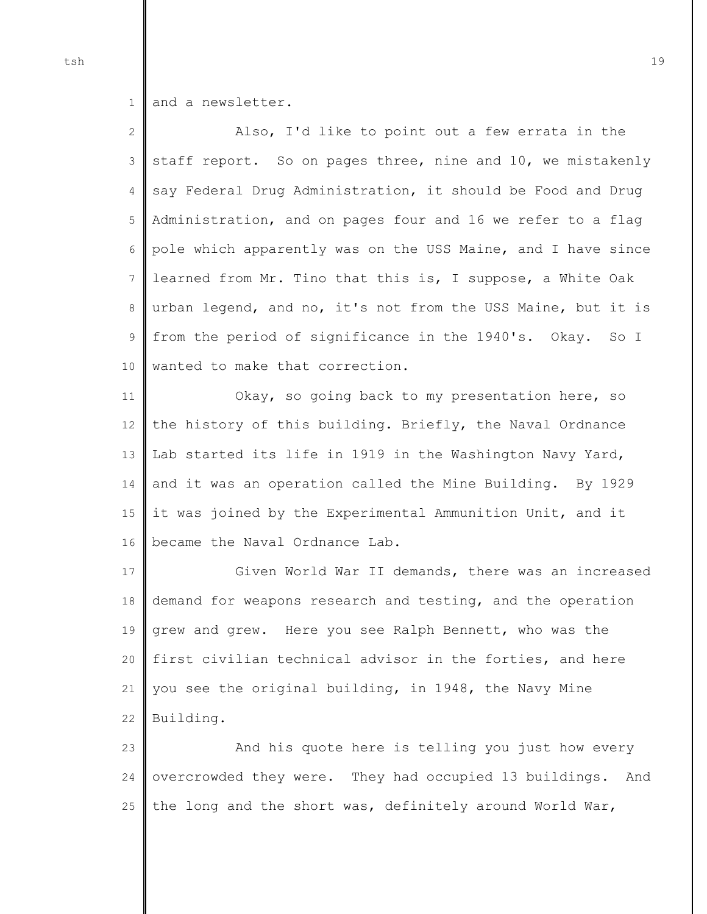and a newsletter.

Also, I'd like to point out a few errata in the staff report. So on pages three, nine and 10, we mistakenly say Federal Drug Administration, it should be Food and Drug Administration, and on pages four and 16 we refer to a flag pole which apparently was on the USS Maine, and I have since learned from Mr. Tino that this is, I suppose, a White Oak urban legend, and no, it's not from the USS Maine, but it is from the period of significance in the 1940's. Okay. So I wanted to make that correction.

Okay, so going back to my presentation here, so the history of this building. Briefly, the Naval Ordnance Lab started its life in 1919 in the Washington Navy Yard, and it was an operation called the Mine Building. By 1929 it was joined by the Experimental Ammunition Unit, and it became the Naval Ordnance Lab.

Given World War II demands, there was an increased demand for weapons research and testing, and the operation grew and grew. Here you see Ralph Bennett, who was the first civilian technical advisor in the forties, and here you see the original building, in 1948, the Navy Mine Building.

And his quote here is telling you just how every overcrowded they were. They had occupied 13 buildings. And the long and the short was, definitely around World War,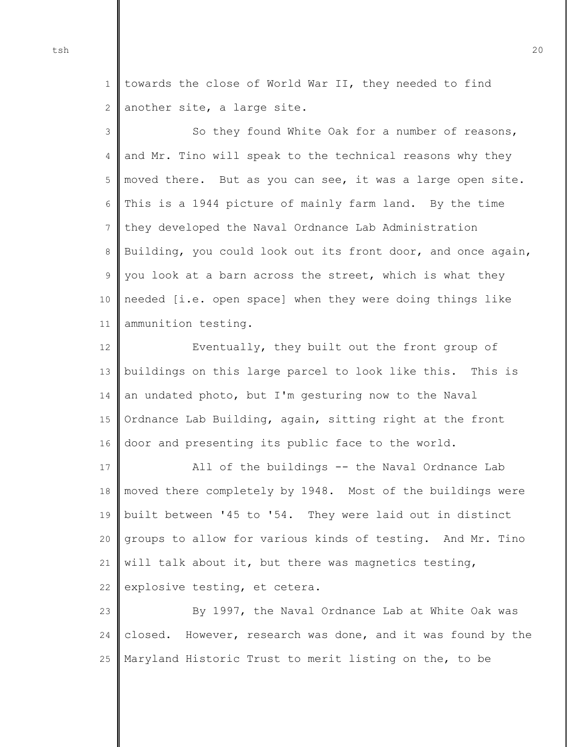towards the close of World War II, they needed to find another site, a large site.

So they found White Oak for a number of reasons, and Mr. Tino will speak to the technical reasons why they moved there. But as you can see, it was a large open site. This is a 1944 picture of mainly farm land. By the time they developed the Naval Ordnance Lab Administration Building, you could look out its front door, and once again, you look at a barn across the street, which is what they needed [i.e. open space] when they were doing things like ammunition testing.

Eventually, they built out the front group of buildings on this large parcel to look like this. This is an undated photo, but I'm gesturing now to the Naval Ordnance Lab Building, again, sitting right at the front door and presenting its public face to the world.

All of the buildings -- the Naval Ordnance Lab moved there completely by 1948. Most of the buildings were built between '45 to '54. They were laid out in distinct groups to allow for various kinds of testing. And Mr. Tino will talk about it, but there was magnetics testing, explosive testing, et cetera.

By 1997, the Naval Ordnance Lab at White Oak was closed. However, research was done, and it was found by the Maryland Historic Trust to merit listing on the, to be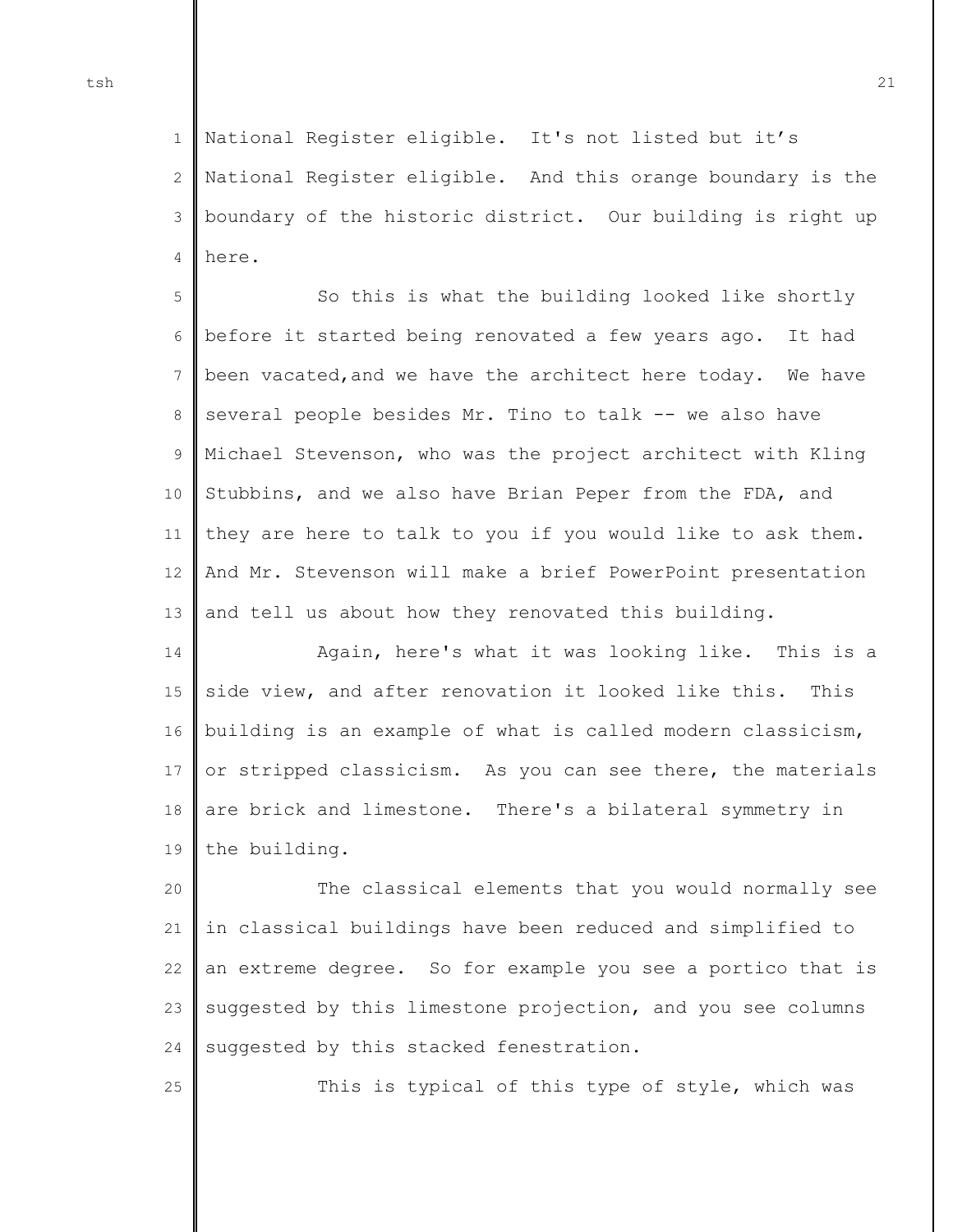National Register eligible. It's not listed but it's National Register eligible. And this orange boundary is the boundary of the historic district. Our building is right up here.

So this is what the building looked like shortly before it started being renovated a few years ago. It had been vacated,and we have the architect here today. We have several people besides Mr. Tino to talk -- we also have Michael Stevenson, who was the project architect with Kling Stubbins, and we also have Brian Peper from the FDA, and they are here to talk to you if you would like to ask them. And Mr. Stevenson will make a brief PowerPoint presentation and tell us about how they renovated this building.

Again, here's what it was looking like. This is a side view, and after renovation it looked like this. This building is an example of what is called modern classicism, or stripped classicism. As you can see there, the materials are brick and limestone. There's a bilateral symmetry in the building.

The classical elements that you would normally see in classical buildings have been reduced and simplified to an extreme degree. So for example you see a portico that is suggested by this limestone projection, and you see columns suggested by this stacked fenestration.

This is typical of this type of style, which was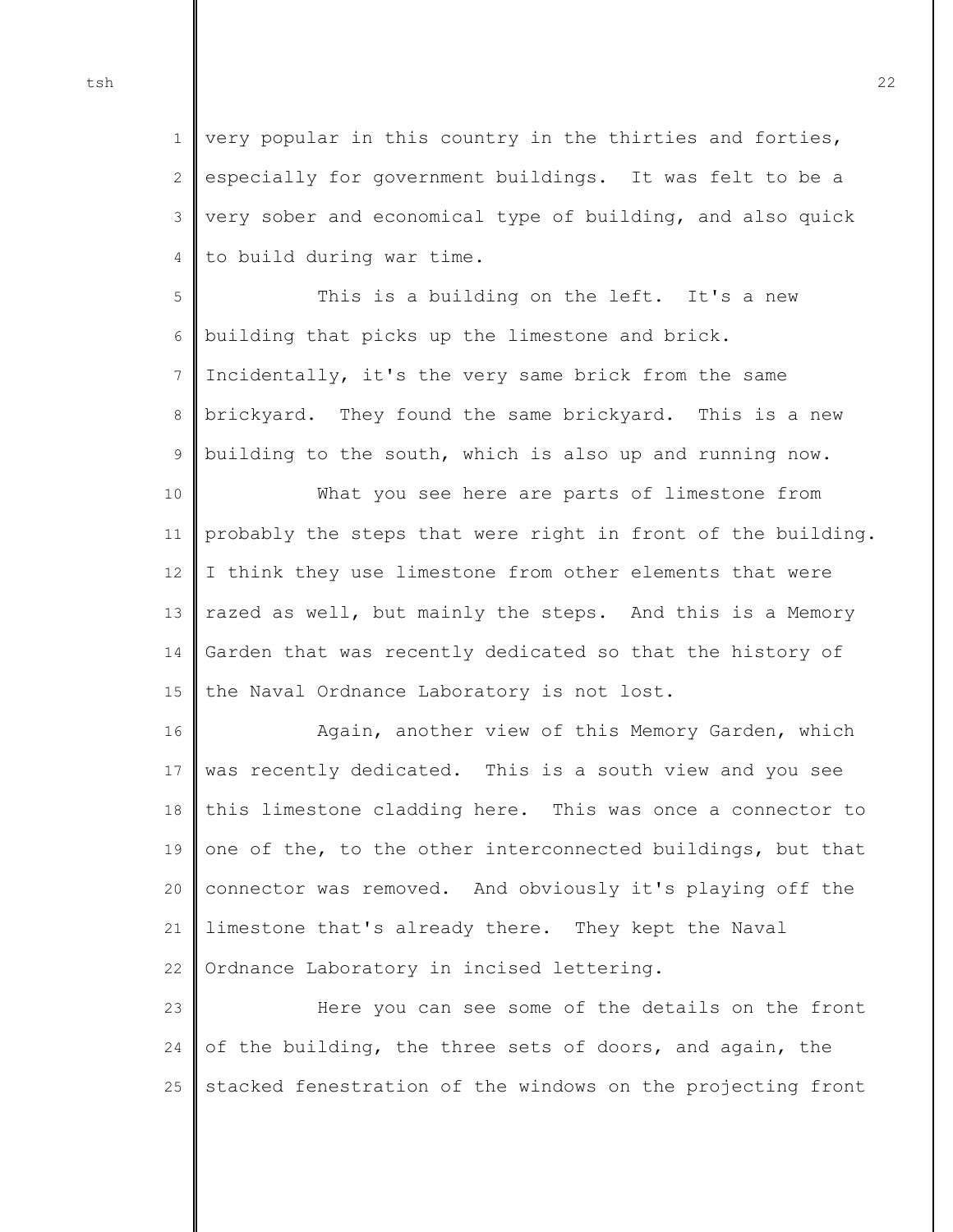very popular in this country in the thirties and forties, especially for government buildings. It was felt to be a very sober and economical type of building, and also quick to build during war time.

This is a building on the left. It's a new building that picks up the limestone and brick. Incidentally, it's the very same brick from the same brickyard. They found the same brickyard. This is a new building to the south, which is also up and running now.

What you see here are parts of limestone from probably the steps that were right in front of the building. I think they use limestone from other elements that were razed as well, but mainly the steps. And this is a Memory Garden that was recently dedicated so that the history of the Naval Ordnance Laboratory is not lost.

Again, another view of this Memory Garden, which was recently dedicated. This is a south view and you see this limestone cladding here. This was once a connector to one of the, to the other interconnected buildings, but that connector was removed. And obviously it's playing off the limestone that's already there. They kept the Naval Ordnance Laboratory in incised lettering.

Here you can see some of the details on the front of the building, the three sets of doors, and again, the stacked fenestration of the windows on the projecting front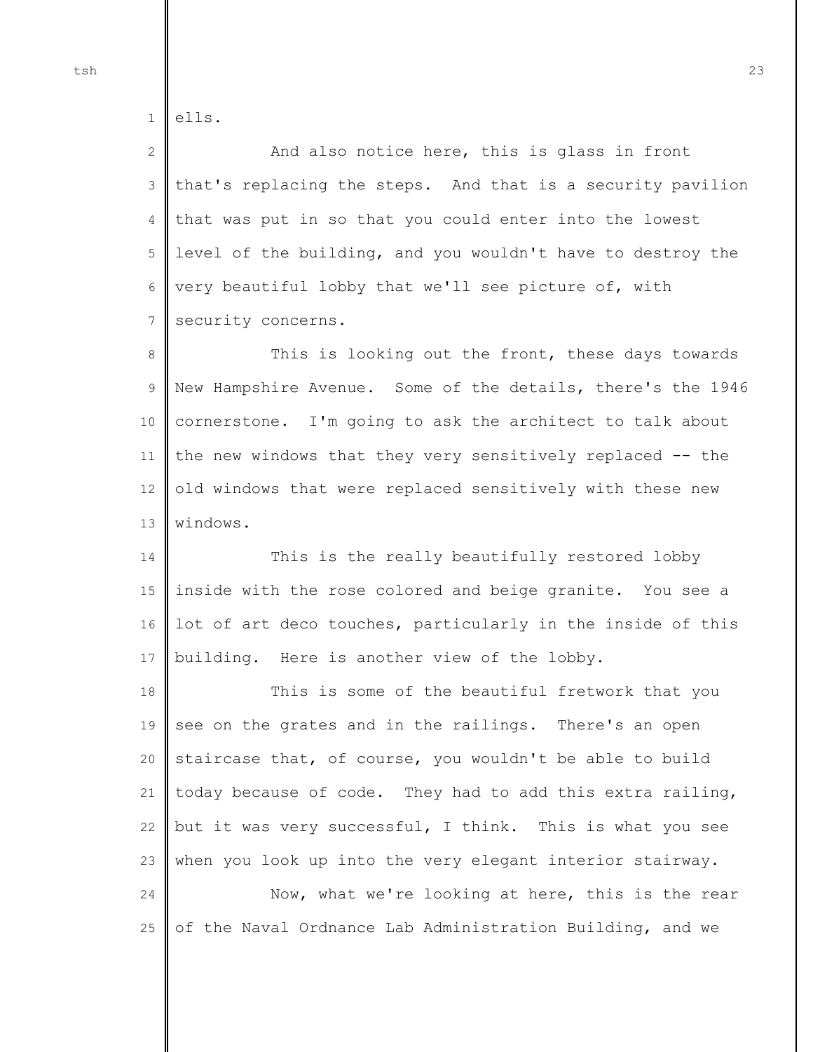ells.

And also notice here, this is glass in front that's replacing the steps. And that is a security pavilion that was put in so that you could enter into the lowest level of the building, and you wouldn't have to destroy the very beautiful lobby that we'll see picture of, with security concerns.

This is looking out the front, these days towards New Hampshire Avenue. Some of the details, there's the 1946 cornerstone. I'm going to ask the architect to talk about the new windows that they very sensitively replaced -- the old windows that were replaced sensitively with these new windows.

This is the really beautifully restored lobby inside with the rose colored and beige granite. You see a lot of art deco touches, particularly in the inside of this building. Here is another view of the lobby.

This is some of the beautiful fretwork that you see on the grates and in the railings. There's an open staircase that, of course, you wouldn't be able to build today because of code. They had to add this extra railing, but it was very successful, I think. This is what you see when you look up into the very elegant interior stairway.

Now, what we're looking at here, this is the rear of the Naval Ordnance Lab Administration Building, and we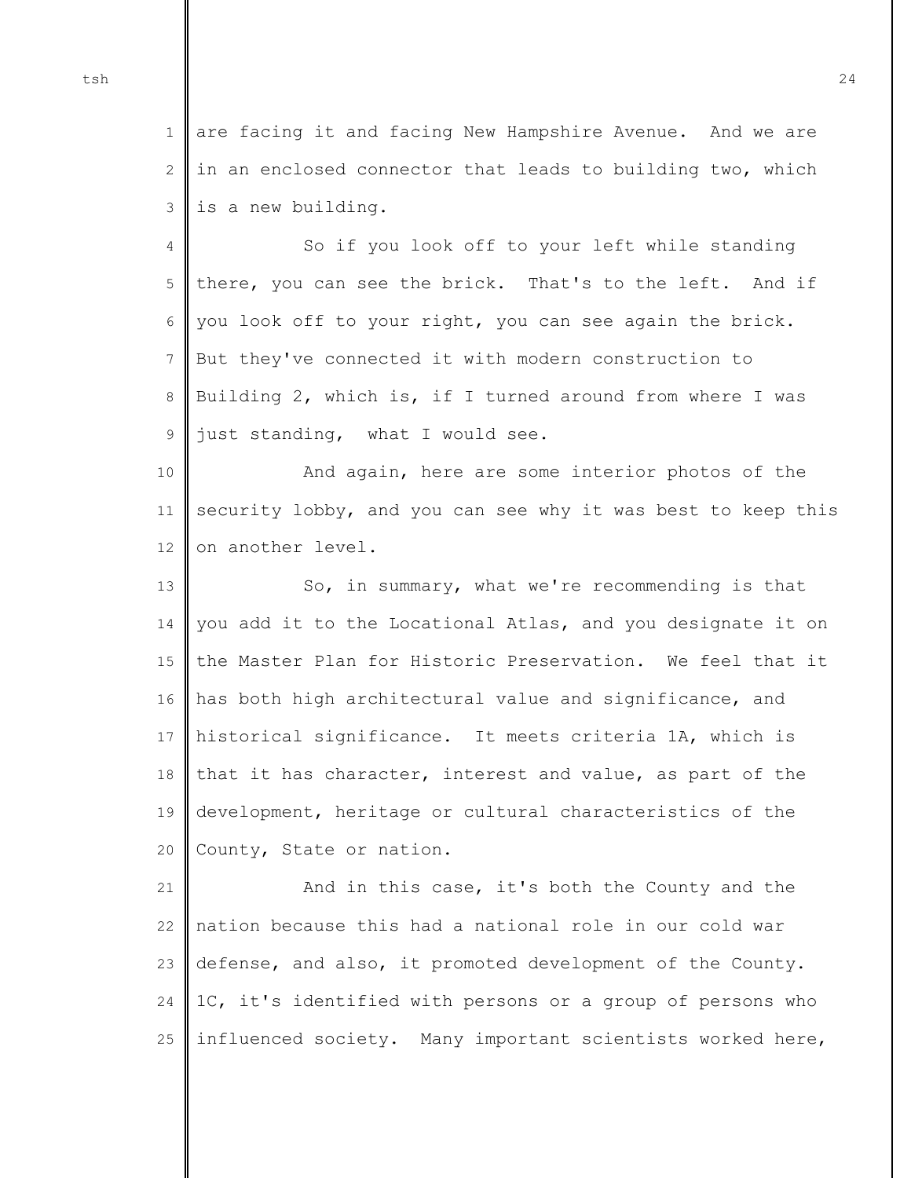are facing it and facing New Hampshire Avenue. And we are in an enclosed connector that leads to building two, which is a new building.

So if you look off to your left while standing there, you can see the brick. That's to the left. And if you look off to your right, you can see again the brick. But they've connected it with modern construction to Building 2, which is, if I turned around from where I was just standing, what I would see.

And again, here are some interior photos of the security lobby, and you can see why it was best to keep this on another level.

So, in summary, what we're recommending is that you add it to the Locational Atlas, and you designate it on the Master Plan for Historic Preservation. We feel that it has both high architectural value and significance, and historical significance. It meets criteria 1A, which is that it has character, interest and value, as part of the development, heritage or cultural characteristics of the County, State or nation.

And in this case, it's both the County and the nation because this had a national role in our cold war defense, and also, it promoted development of the County. 1C, it's identified with persons or a group of persons who influenced society. Many important scientists worked here,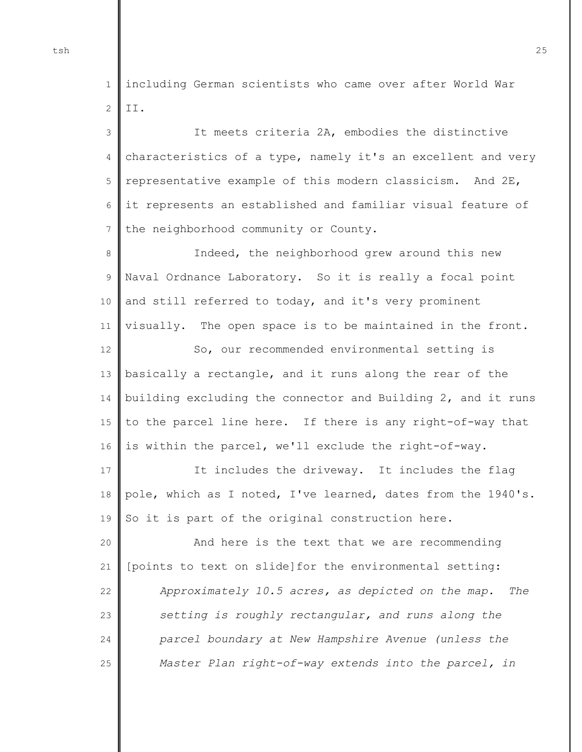including German scientists who came over after World War II.

It meets criteria 2A, embodies the distinctive characteristics of a type, namely it's an excellent and very representative example of this modern classicism. And 2E, it represents an established and familiar visual feature of the neighborhood community or County.

Indeed, the neighborhood grew around this new Naval Ordnance Laboratory. So it is really a focal point and still referred to today, and it's very prominent visually. The open space is to be maintained in the front.

So, our recommended environmental setting is basically a rectangle, and it runs along the rear of the building excluding the connector and Building 2, and it runs to the parcel line here. If there is any right-of-way that is within the parcel, we'll exclude the right-of-way.

It includes the driveway. It includes the flag pole, which as I noted, I've learned, dates from the 1940's. So it is part of the original construction here.

And here is the text that we are recommending [points to text on slide]for the environmental setting:

*Approximately 10.5 acres, as depicted on the map. The setting is roughly rectangular, and runs along the parcel boundary at New Hampshire Avenue (unless the Master Plan right-of-way extends into the parcel, in*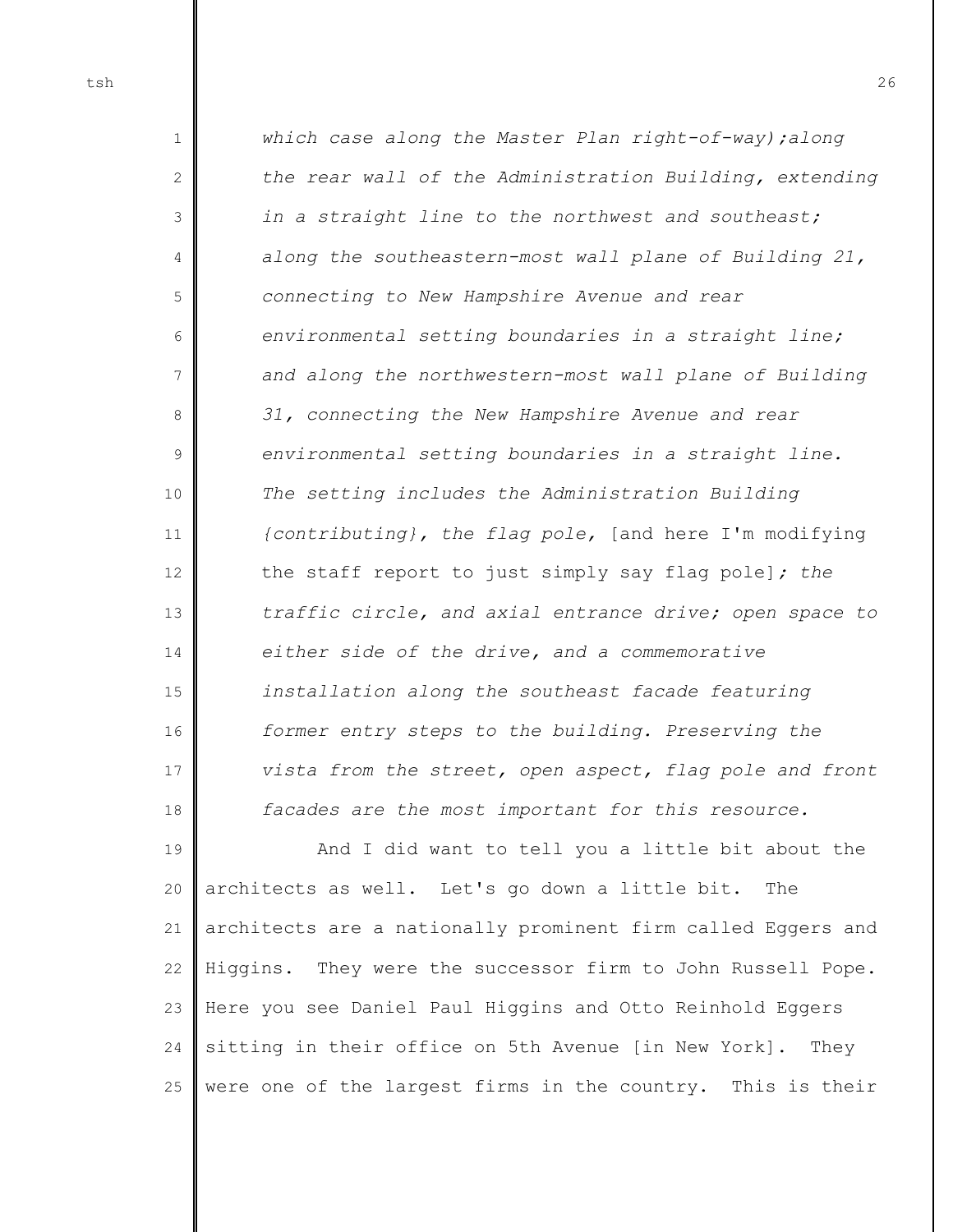*which case along the Master Plan right-of-way);along the rear wall of the Administration Building, extending in a straight line to the northwest and southeast; along the southeastern-most wall plane of Building 21, connecting to New Hampshire Avenue and rear environmental setting boundaries in a straight line; and along the northwestern-most wall plane of Building 31, connecting the New Hampshire Avenue and rear environmental setting boundaries in a straight line. The setting includes the Administration Building {contributing}, the flag pole,* [and here I'm modifying the staff report to just simply say flag pole]*; the traffic circle, and axial entrance drive; open space to either side of the drive, and a commemorative installation along the southeast facade featuring former entry steps to the building. Preserving the vista from the street, open aspect, flag pole and front facades are the most important for this resource.*

And I did want to tell you a little bit about the architects as well. Let's go down a little bit. The architects are a nationally prominent firm called Eggers and Higgins. They were the successor firm to John Russell Pope. Here you see Daniel Paul Higgins and Otto Reinhold Eggers sitting in their office on 5th Avenue [in New York]. They were one of the largest firms in the country. This is their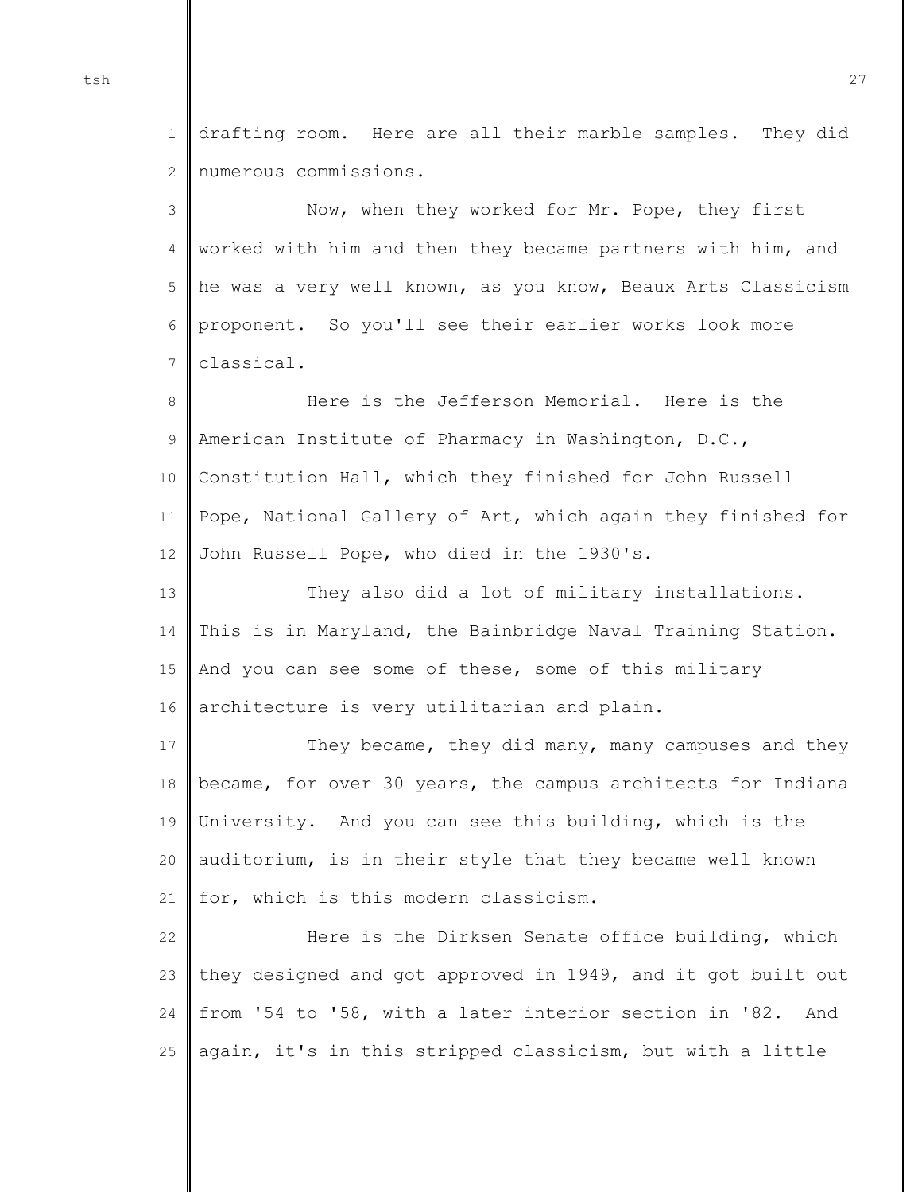drafting room. Here are all their marble samples. They did numerous commissions.

Now, when they worked for Mr. Pope, they first worked with him and then they became partners with him, and he was a very well known, as you know, Beaux Arts Classicism proponent. So you'll see their earlier works look more classical.

Here is the Jefferson Memorial. Here is the American Institute of Pharmacy in Washington, D.C., Constitution Hall, which they finished for John Russell Pope, National Gallery of Art, which again they finished for John Russell Pope, who died in the 1930's.

They also did a lot of military installations. This is in Maryland, the Bainbridge Naval Training Station. And you can see some of these, some of this military architecture is very utilitarian and plain.

They became, they did many, many campuses and they became, for over 30 years, the campus architects for Indiana University. And you can see this building, which is the auditorium, is in their style that they became well known for, which is this modern classicism.

Here is the Dirksen Senate office building, which they designed and got approved in 1949, and it got built out from '54 to '58, with a later interior section in '82. And again, it's in this stripped classicism, but with a little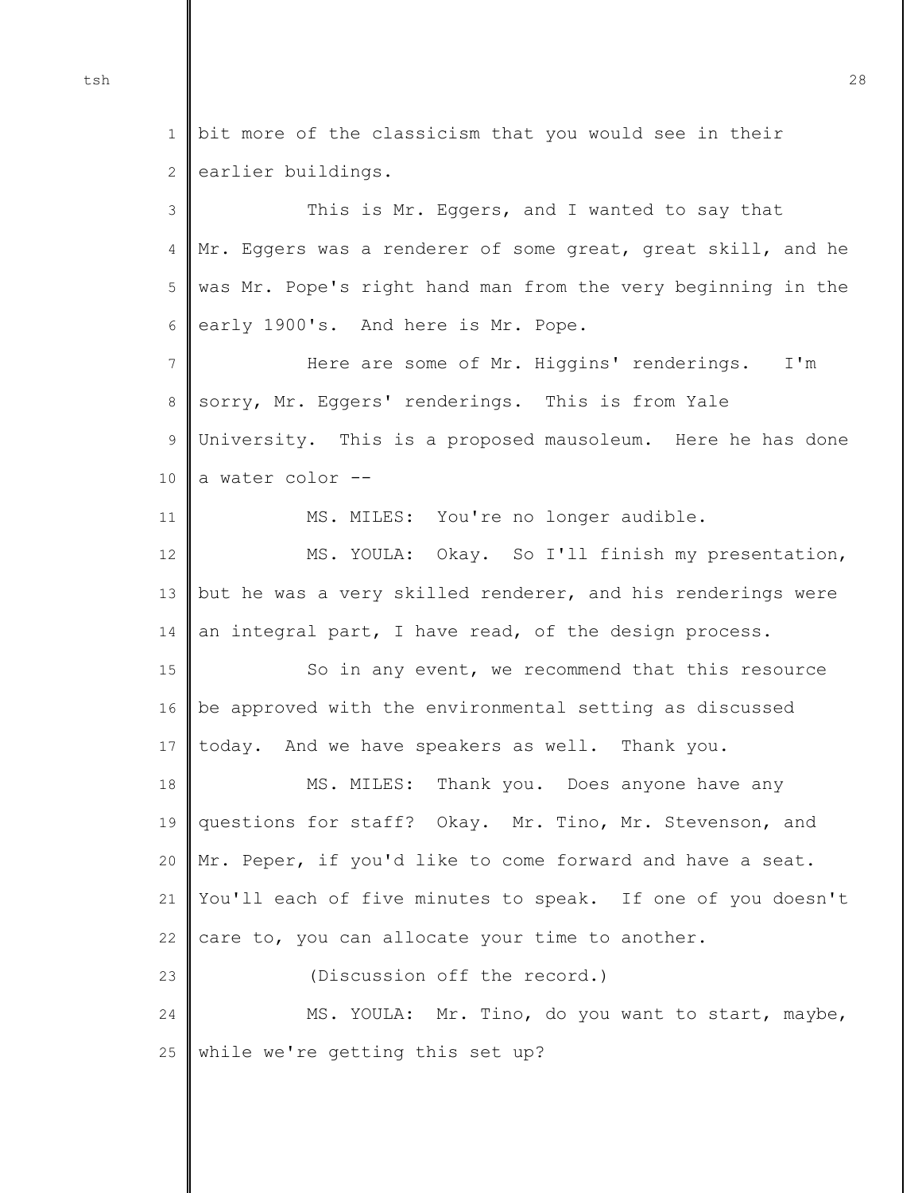bit more of the classicism that you would see in their earlier buildings.

This is Mr. Eggers, and I wanted to say that Mr. Eggers was a renderer of some great, great skill, and he was Mr. Pope's right hand man from the very beginning in the early 1900's. And here is Mr. Pope.

Here are some of Mr. Higgins' renderings. I'm sorry, Mr. Eggers' renderings. This is from Yale University. This is a proposed mausoleum. Here he has done a water color --

MS. MILES: You're no longer audible.

MS. YOULA: Okay. So I'll finish my presentation, but he was a very skilled renderer, and his renderings were an integral part, I have read, of the design process.

So in any event, we recommend that this resource be approved with the environmental setting as discussed today. And we have speakers as well. Thank you.

MS. MILES: Thank you. Does anyone have any questions for staff? Okay. Mr. Tino, Mr. Stevenson, and Mr. Peper, if you'd like to come forward and have a seat. You'll each of five minutes to speak. If one of you doesn't care to, you can allocate your time to another.

(Discussion off the record.)

MS. YOULA: Mr. Tino, do you want to start, maybe, while we're getting this set up?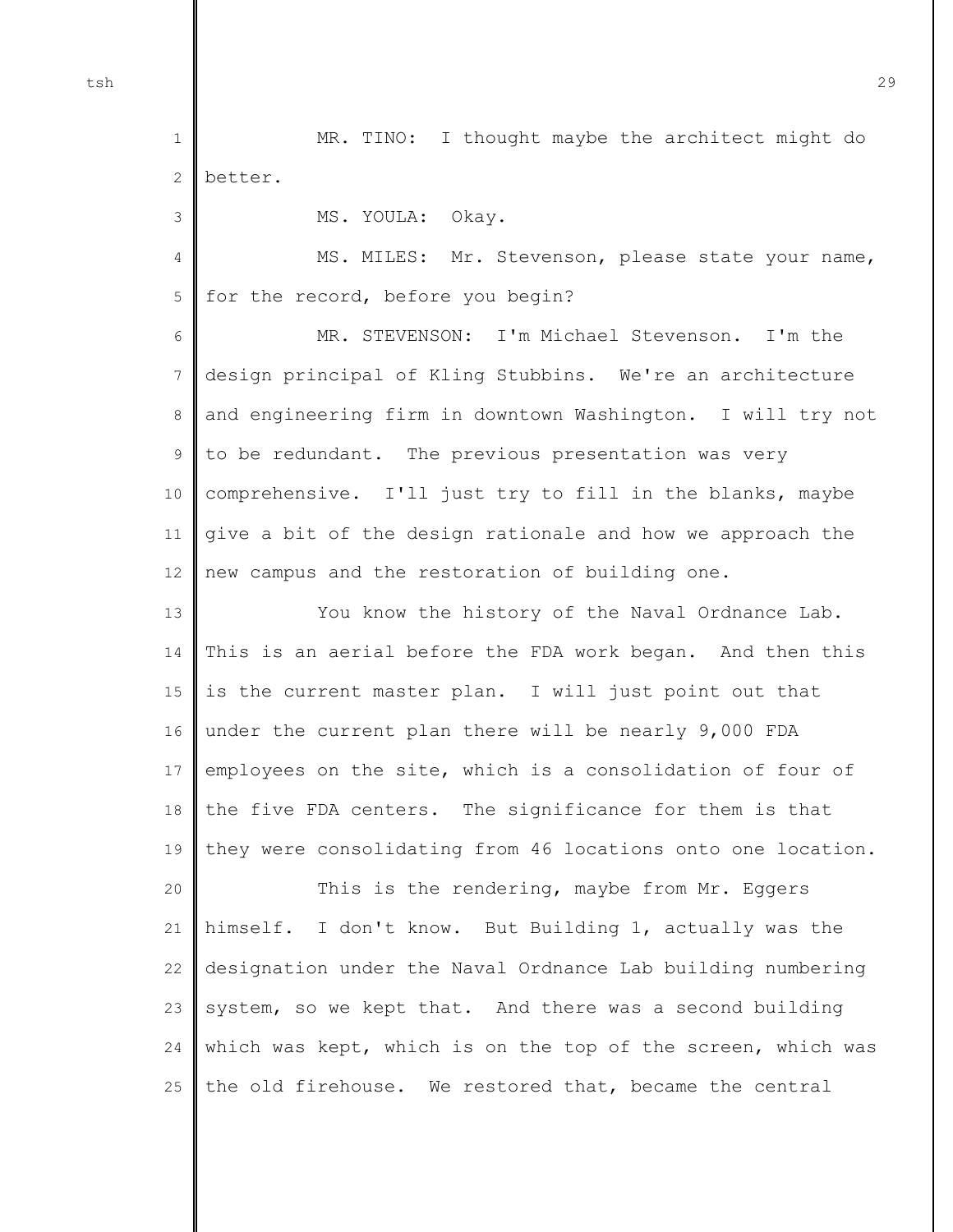MR. TINO: I thought maybe the architect might do better.

MS. YOULA: Okay.

MS. MILES: Mr. Stevenson, please state your name, for the record, before you begin?

MR. STEVENSON: I'm Michael Stevenson. I'm the design principal of Kling Stubbins. We're an architecture and engineering firm in downtown Washington. I will try not to be redundant. The previous presentation was very comprehensive. I'll just try to fill in the blanks, maybe give a bit of the design rationale and how we approach the new campus and the restoration of building one.

You know the history of the Naval Ordnance Lab. This is an aerial before the FDA work began. And then this is the current master plan. I will just point out that under the current plan there will be nearly 9,000 FDA employees on the site, which is a consolidation of four of the five FDA centers. The significance for them is that they were consolidating from 46 locations onto one location.

This is the rendering, maybe from Mr. Eggers himself. I don't know. But Building 1, actually was the designation under the Naval Ordnance Lab building numbering system, so we kept that. And there was a second building which was kept, which is on the top of the screen, which was the old firehouse. We restored that, became the central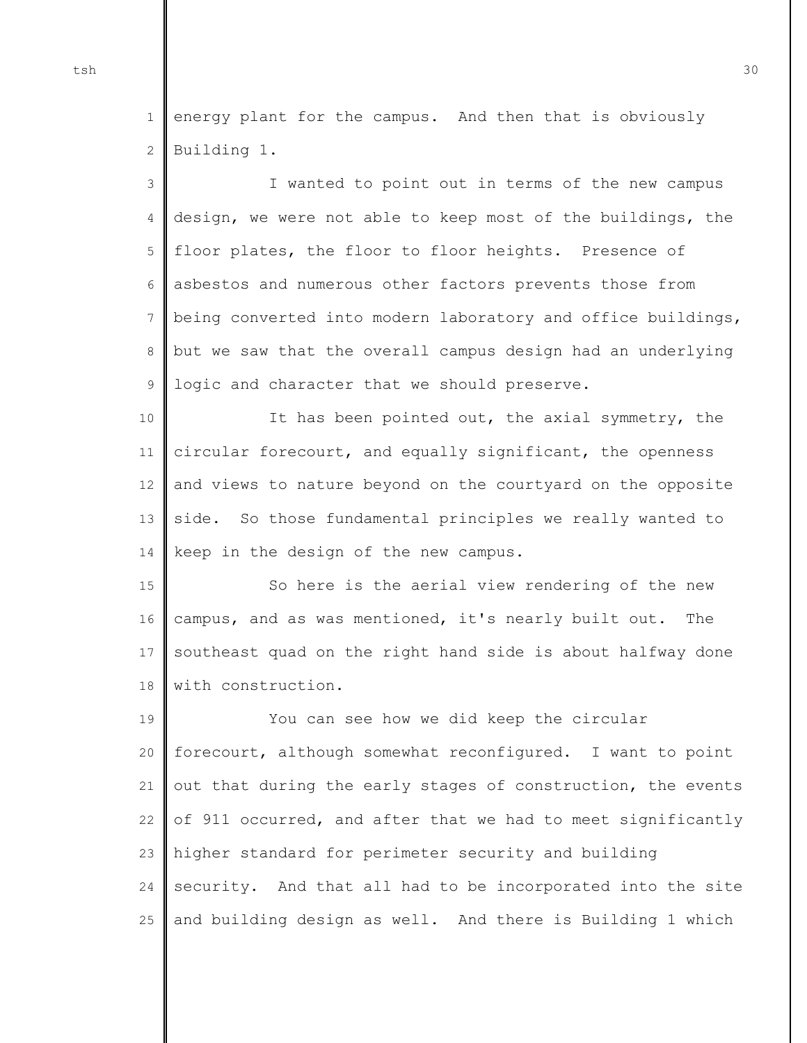energy plant for the campus. And then that is obviously Building 1.

I wanted to point out in terms of the new campus design, we were not able to keep most of the buildings, the floor plates, the floor to floor heights. Presence of asbestos and numerous other factors prevents those from being converted into modern laboratory and office buildings, but we saw that the overall campus design had an underlying logic and character that we should preserve.

It has been pointed out, the axial symmetry, the circular forecourt, and equally significant, the openness and views to nature beyond on the courtyard on the opposite side. So those fundamental principles we really wanted to keep in the design of the new campus.

So here is the aerial view rendering of the new campus, and as was mentioned, it's nearly built out. The southeast quad on the right hand side is about halfway done with construction.

You can see how we did keep the circular forecourt, although somewhat reconfigured. I want to point out that during the early stages of construction, the events of 911 occurred, and after that we had to meet significantly higher standard for perimeter security and building security. And that all had to be incorporated into the site and building design as well. And there is Building 1 which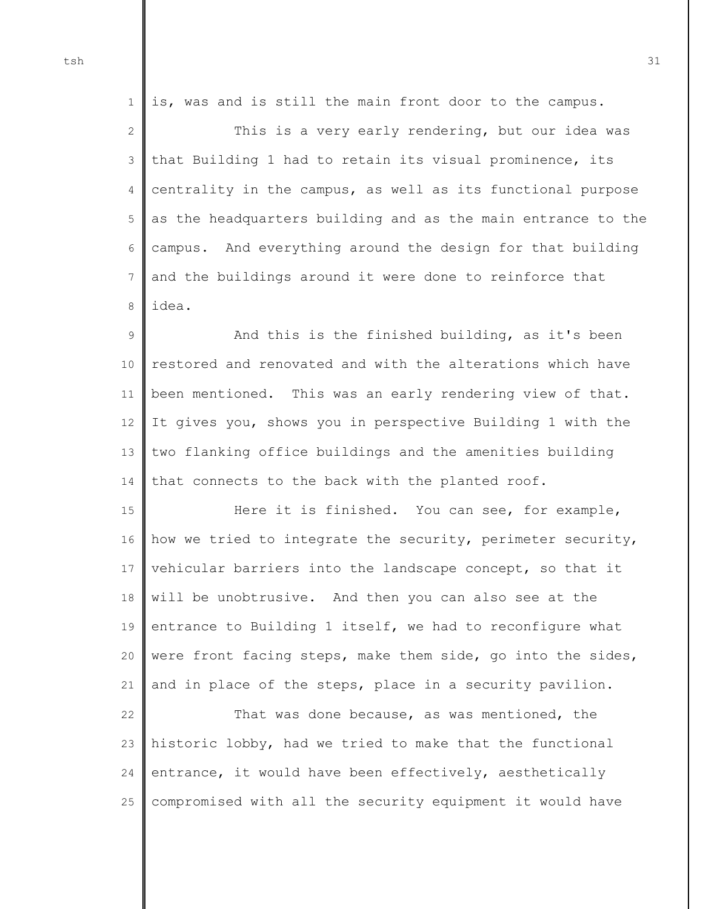is, was and is still the main front door to the campus.

This is a very early rendering, but our idea was that Building 1 had to retain its visual prominence, its centrality in the campus, as well as its functional purpose as the headquarters building and as the main entrance to the campus. And everything around the design for that building and the buildings around it were done to reinforce that idea.

And this is the finished building, as it's been restored and renovated and with the alterations which have been mentioned. This was an early rendering view of that. It gives you, shows you in perspective Building 1 with the two flanking office buildings and the amenities building that connects to the back with the planted roof.

Here it is finished. You can see, for example, how we tried to integrate the security, perimeter security, vehicular barriers into the landscape concept, so that it will be unobtrusive. And then you can also see at the entrance to Building 1 itself, we had to reconfigure what were front facing steps, make them side, go into the sides, and in place of the steps, place in a security pavilion.

That was done because, as was mentioned, the historic lobby, had we tried to make that the functional entrance, it would have been effectively, aesthetically compromised with all the security equipment it would have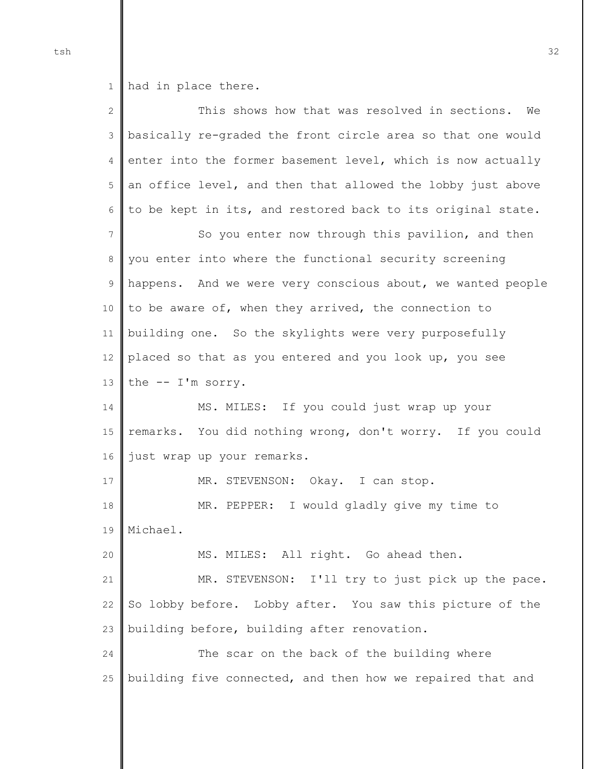had in place there.

This shows how that was resolved in sections. We basically re-graded the front circle area so that one would enter into the former basement level, which is now actually an office level, and then that allowed the lobby just above to be kept in its, and restored back to its original state.

So you enter now through this pavilion, and then you enter into where the functional security screening happens. And we were very conscious about, we wanted people to be aware of, when they arrived, the connection to building one. So the skylights were very purposefully placed so that as you entered and you look up, you see the -- I'm sorry.

MS. MILES: If you could just wrap up your remarks. You did nothing wrong, don't worry. If you could just wrap up your remarks.

MR. STEVENSON: Okay. I can stop.

MR. PEPPER: I would gladly give my time to Michael.

MS. MILES: All right. Go ahead then.

MR. STEVENSON: I'll try to just pick up the pace. So lobby before. Lobby after. You saw this picture of the building before, building after renovation.

The scar on the back of the building where building five connected, and then how we repaired that and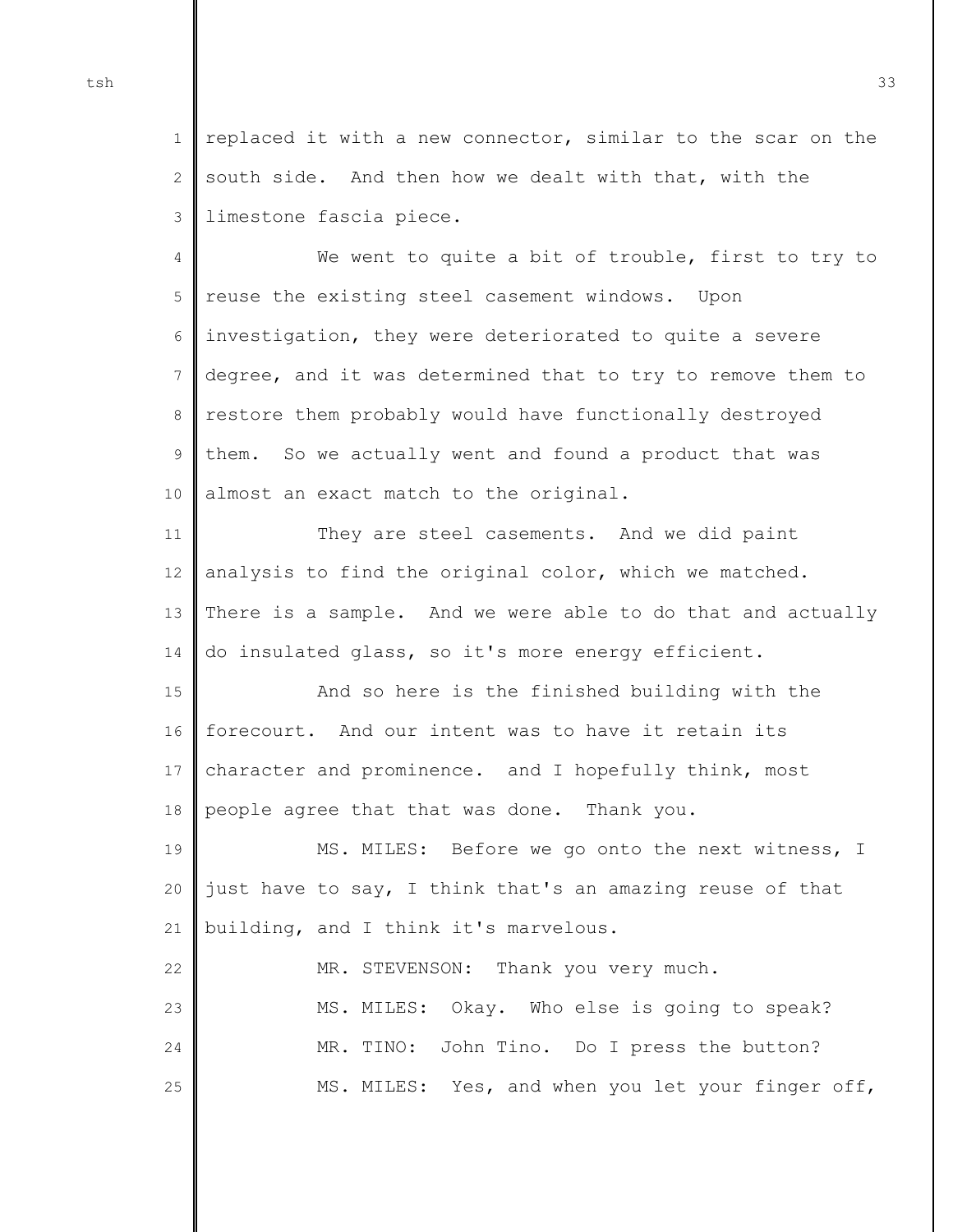replaced it with a new connector, similar to the scar on the south side. And then how we dealt with that, with the limestone fascia piece.

We went to quite a bit of trouble, first to try to reuse the existing steel casement windows. Upon investigation, they were deteriorated to quite a severe degree, and it was determined that to try to remove them to restore them probably would have functionally destroyed them. So we actually went and found a product that was almost an exact match to the original.

They are steel casements. And we did paint analysis to find the original color, which we matched. There is a sample. And we were able to do that and actually do insulated glass, so it's more energy efficient.

And so here is the finished building with the forecourt. And our intent was to have it retain its character and prominence. and I hopefully think, most people agree that that was done. Thank you.

MS. MILES: Before we go onto the next witness, I just have to say, I think that's an amazing reuse of that building, and I think it's marvelous.

MR. STEVENSON: Thank you very much.

MS. MILES: Okay. Who else is going to speak?

MR. TINO: John Tino. Do I press the button?

MS. MILES: Yes, and when you let your finger off,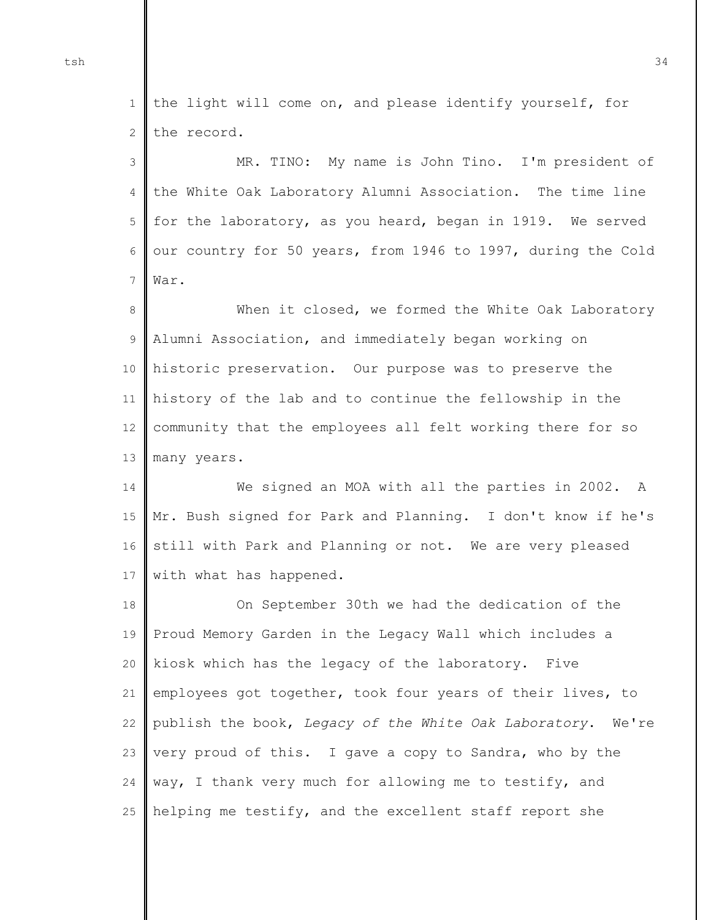the light will come on, and please identify yourself, for the record.

MR. TINO: My name is John Tino. I'm president of the White Oak Laboratory Alumni Association. The time line for the laboratory, as you heard, began in 1919. We served our country for 50 years, from 1946 to 1997, during the Cold War.

When it closed, we formed the White Oak Laboratory Alumni Association, and immediately began working on historic preservation. Our purpose was to preserve the history of the lab and to continue the fellowship in the community that the employees all felt working there for so many years.

We signed an MOA with all the parties in 2002. A Mr. Bush signed for Park and Planning. I don't know if he's still with Park and Planning or not. We are very pleased with what has happened.

On September 30th we had the dedication of the Proud Memory Garden in the Legacy Wall which includes a kiosk which has the legacy of the laboratory. Five employees got together, took four years of their lives, to publish the book, *Legacy of the White Oak Laboratory*. We're very proud of this. I gave a copy to Sandra, who by the way, I thank very much for allowing me to testify, and helping me testify, and the excellent staff report she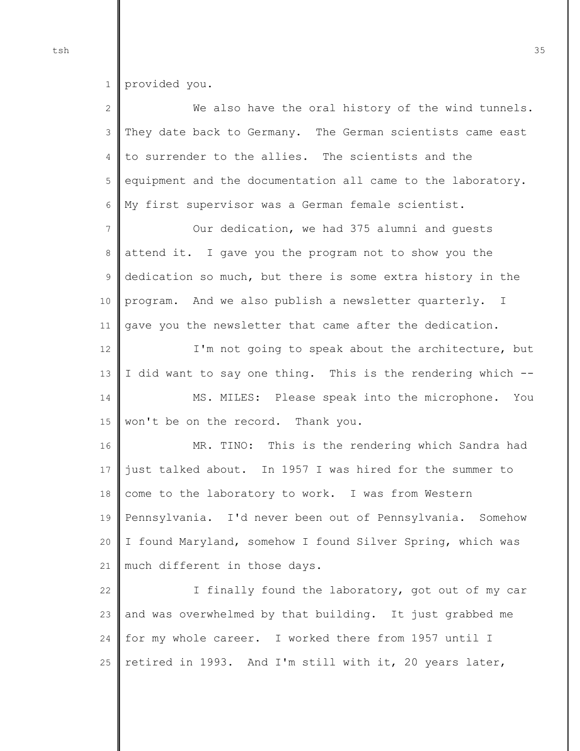provided you.

We also have the oral history of the wind tunnels. They date back to Germany. The German scientists came east to surrender to the allies. The scientists and the equipment and the documentation all came to the laboratory. My first supervisor was a German female scientist.

Our dedication, we had 375 alumni and guests attend it. I gave you the program not to show you the dedication so much, but there is some extra history in the program. And we also publish a newsletter quarterly. I gave you the newsletter that came after the dedication.

I'm not going to speak about the architecture, but I did want to say one thing. This is the rendering which --

MS. MILES: Please speak into the microphone. You won't be on the record. Thank you.

MR. TINO: This is the rendering which Sandra had just talked about. In 1957 I was hired for the summer to come to the laboratory to work. I was from Western Pennsylvania. I'd never been out of Pennsylvania. Somehow I found Maryland, somehow I found Silver Spring, which was much different in those days.

I finally found the laboratory, got out of my car and was overwhelmed by that building. It just grabbed me for my whole career. I worked there from 1957 until I retired in 1993. And I'm still with it, 20 years later,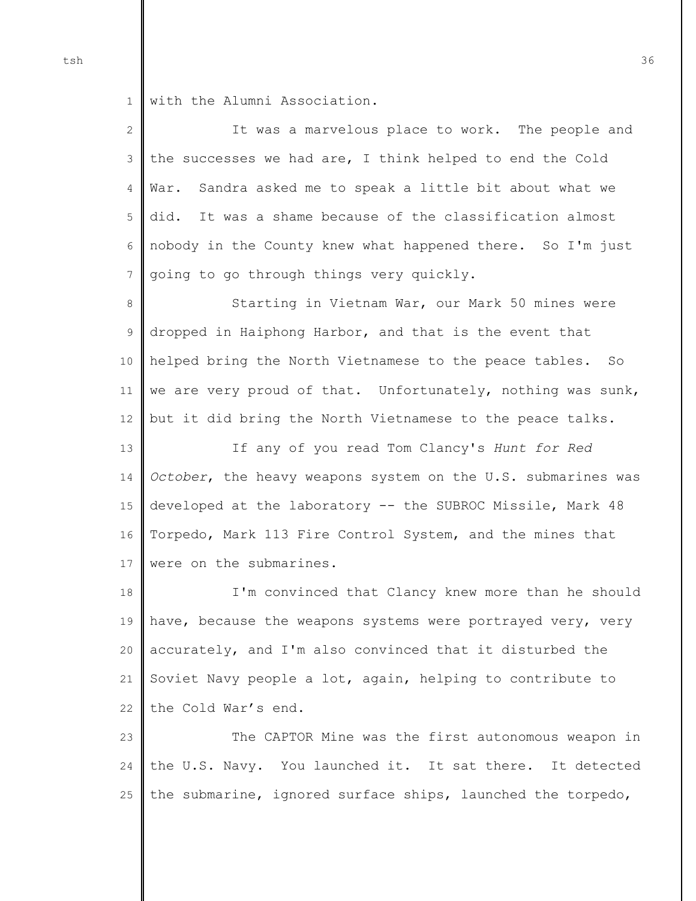with the Alumni Association.

It was a marvelous place to work. The people and the successes we had are, I think helped to end the Cold War. Sandra asked me to speak a little bit about what we did. It was a shame because of the classification almost nobody in the County knew what happened there. So I'm just going to go through things very quickly.

Starting in Vietnam War, our Mark 50 mines were dropped in Haiphong Harbor, and that is the event that helped bring the North Vietnamese to the peace tables. So we are very proud of that. Unfortunately, nothing was sunk, but it did bring the North Vietnamese to the peace talks.

If any of you read Tom Clancy's *Hunt for Red October*, the heavy weapons system on the U.S. submarines was developed at the laboratory -- the SUBROC Missile, Mark 48 Torpedo, Mark 113 Fire Control System, and the mines that were on the submarines.

I'm convinced that Clancy knew more than he should have, because the weapons systems were portrayed very, very accurately, and I'm also convinced that it disturbed the Soviet Navy people a lot, again, helping to contribute to the Cold War's end.

The CAPTOR Mine was the first autonomous weapon in the U.S. Navy. You launched it. It sat there. It detected the submarine, ignored surface ships, launched the torpedo,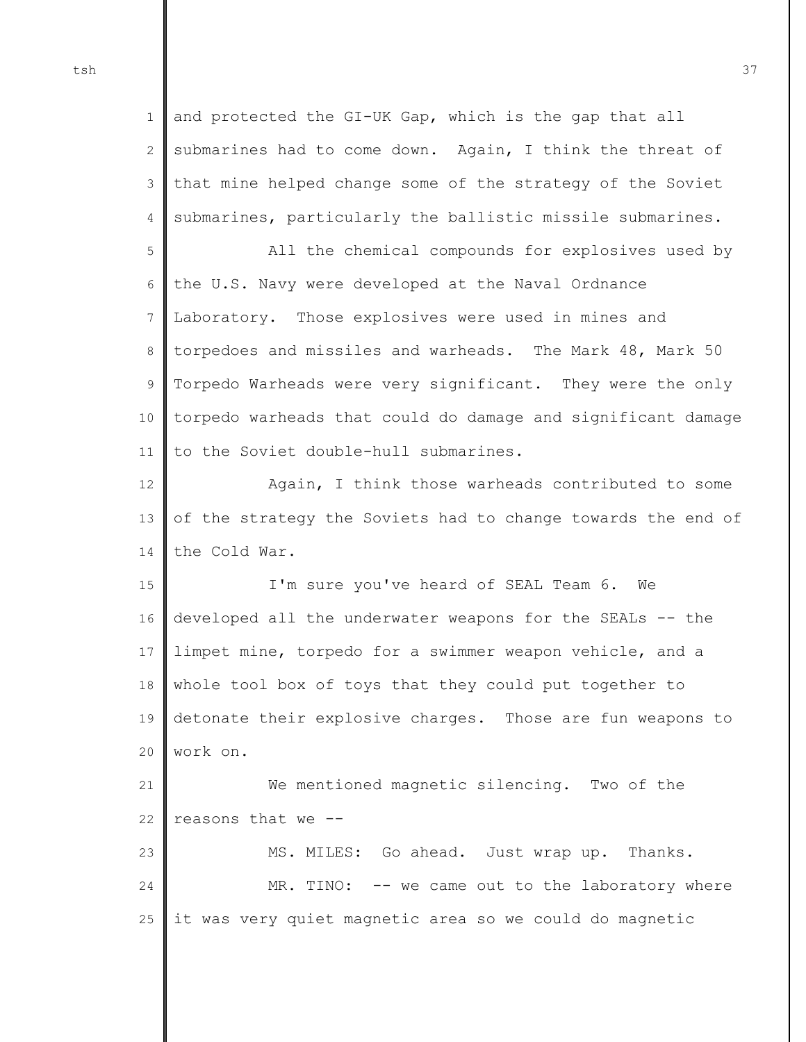and protected the GI-UK Gap, which is the gap that all submarines had to come down. Again, I think the threat of that mine helped change some of the strategy of the Soviet submarines, particularly the ballistic missile submarines.

All the chemical compounds for explosives used by the U.S. Navy were developed at the Naval Ordnance Laboratory. Those explosives were used in mines and torpedoes and missiles and warheads. The Mark 48, Mark 50 Torpedo Warheads were very significant. They were the only torpedo warheads that could do damage and significant damage to the Soviet double-hull submarines.

Again, I think those warheads contributed to some of the strategy the Soviets had to change towards the end of the Cold War.

I'm sure you've heard of SEAL Team 6. We developed all the underwater weapons for the SEALs -- the limpet mine, torpedo for a swimmer weapon vehicle, and a whole tool box of toys that they could put together to detonate their explosive charges. Those are fun weapons to work on.

We mentioned magnetic silencing. Two of the reasons that we --

MS. MILES: Go ahead. Just wrap up. Thanks.

MR. TINO: -- we came out to the laboratory where it was very quiet magnetic area so we could do magnetic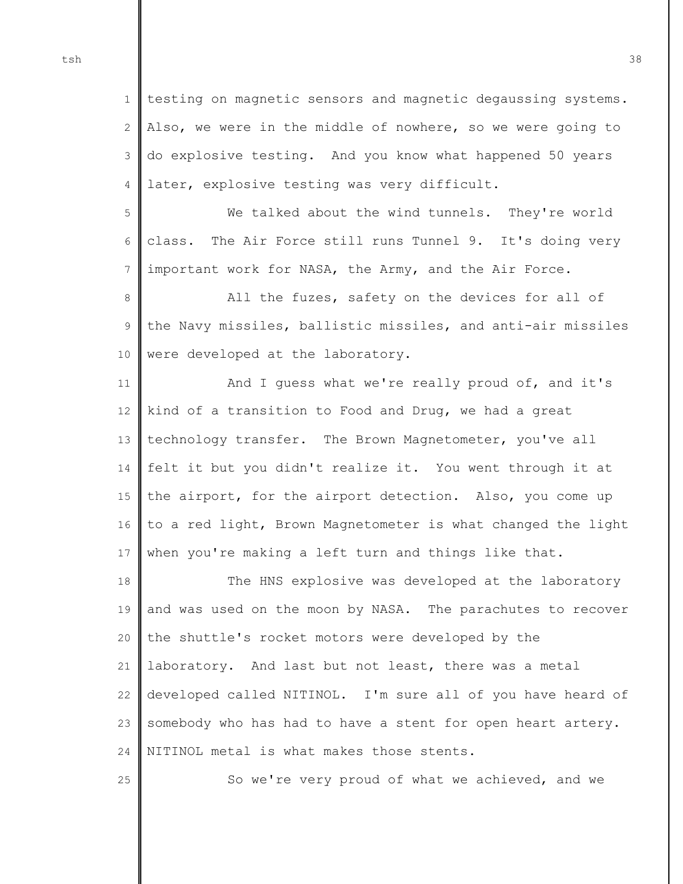testing on magnetic sensors and magnetic degaussing systems. Also, we were in the middle of nowhere, so we were going to do explosive testing. And you know what happened 50 years later, explosive testing was very difficult.

We talked about the wind tunnels. They're world class. The Air Force still runs Tunnel 9. It's doing very important work for NASA, the Army, and the Air Force.

All the fuzes, safety on the devices for all of the Navy missiles, ballistic missiles, and anti-air missiles were developed at the laboratory.

And I guess what we're really proud of, and it's kind of a transition to Food and Drug, we had a great technology transfer. The Brown Magnetometer, you've all felt it but you didn't realize it. You went through it at the airport, for the airport detection. Also, you come up to a red light, Brown Magnetometer is what changed the light when you're making a left turn and things like that.

The HNS explosive was developed at the laboratory and was used on the moon by NASA. The parachutes to recover the shuttle's rocket motors were developed by the laboratory. And last but not least, there was a metal developed called NITINOL. I'm sure all of you have heard of somebody who has had to have a stent for open heart artery. NITINOL metal is what makes those stents.

So we're very proud of what we achieved, and we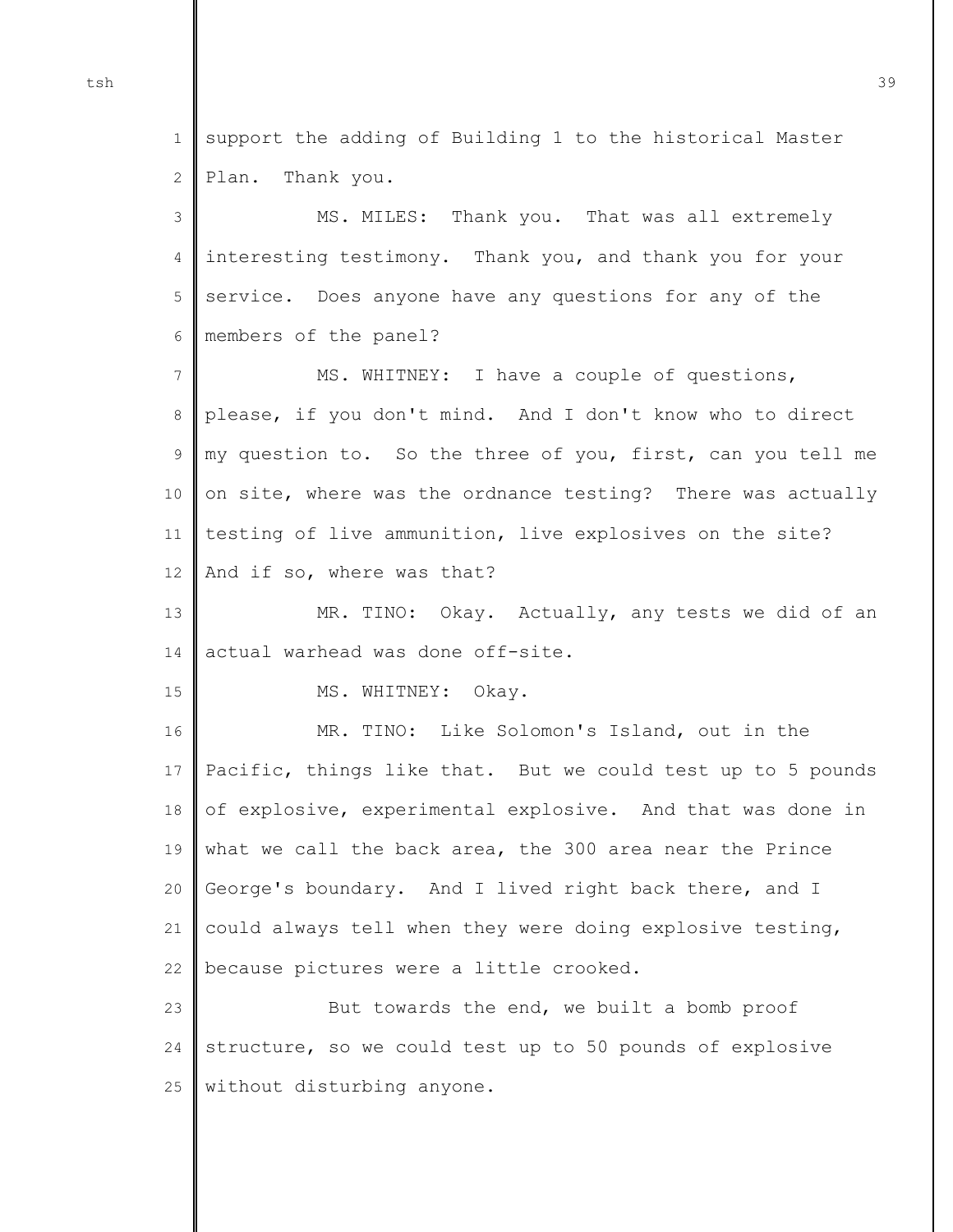support the adding of Building 1 to the historical Master Plan. Thank you.

MS. MILES: Thank you. That was all extremely interesting testimony. Thank you, and thank you for your service. Does anyone have any questions for any of the members of the panel?

MS. WHITNEY: I have a couple of questions, please, if you don't mind. And I don't know who to direct my question to. So the three of you, first, can you tell me on site, where was the ordnance testing? There was actually testing of live ammunition, live explosives on the site? And if so, where was that?

MR. TINO: Okay. Actually, any tests we did of an actual warhead was done off-site.

MS. WHITNEY: Okay.

MR. TINO: Like Solomon's Island, out in the Pacific, things like that. But we could test up to 5 pounds of explosive, experimental explosive. And that was done in what we call the back area, the 300 area near the Prince George's boundary. And I lived right back there, and I could always tell when they were doing explosive testing, because pictures were a little crooked.

But towards the end, we built a bomb proof structure, so we could test up to 50 pounds of explosive without disturbing anyone.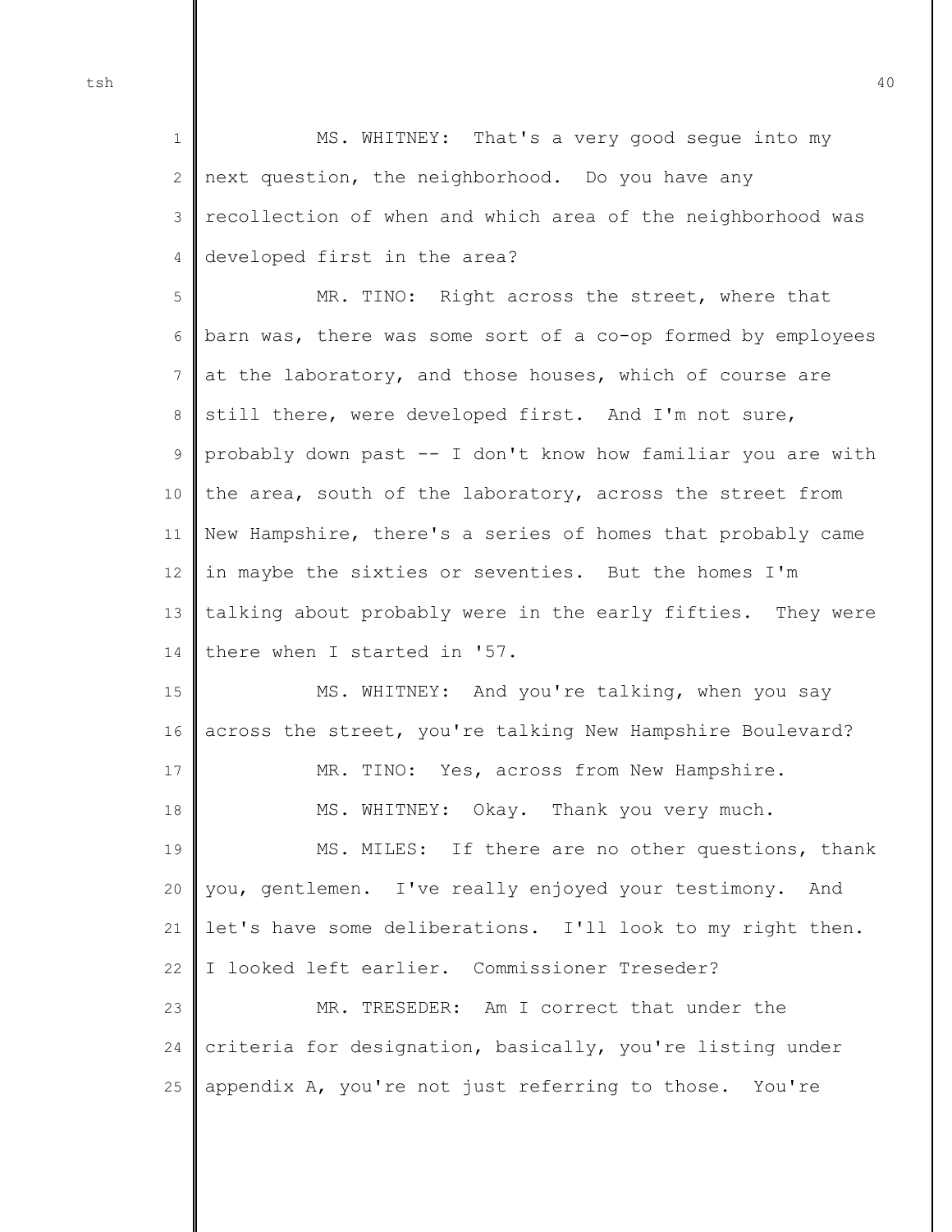MS. WHITNEY: That's a very good segue into my next question, the neighborhood. Do you have any recollection of when and which area of the neighborhood was developed first in the area?

MR. TINO: Right across the street, where that barn was, there was some sort of a co-op formed by employees at the laboratory, and those houses, which of course are still there, were developed first. And I'm not sure, probably down past -- I don't know how familiar you are with the area, south of the laboratory, across the street from New Hampshire, there's a series of homes that probably came in maybe the sixties or seventies. But the homes I'm talking about probably were in the early fifties. They were there when I started in '57.

MS. WHITNEY: And you're talking, when you say across the street, you're talking New Hampshire Boulevard?

MR. TINO: Yes, across from New Hampshire.

MS. WHITNEY: Okay. Thank you very much.

MS. MILES: If there are no other questions, thank you, gentlemen. I've really enjoyed your testimony. And let's have some deliberations. I'll look to my right then. I looked left earlier. Commissioner Treseder?

MR. TRESEDER: Am I correct that under the criteria for designation, basically, you're listing under appendix A, you're not just referring to those. You're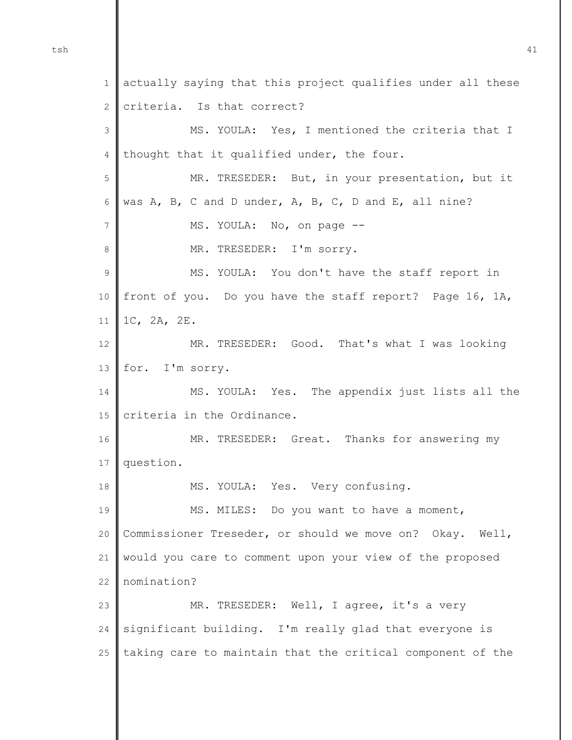actually saying that this project qualifies under all these criteria. Is that correct?

MS. YOULA: Yes, I mentioned the criteria that I thought that it qualified under, the four.

MR. TRESEDER: But, in your presentation, but it was A, B, C and D under, A, B, C, D and E, all nine?

MS. YOULA: No, on page --

MR. TRESEDER: I'm sorry.

MS. YOULA: You don't have the staff report in front of you. Do you have the staff report? Page 16, 1A, 1C, 2A, 2E.

MR. TRESEDER: Good. That's what I was looking for. I'm sorry.

MS. YOULA: Yes. The appendix just lists all the criteria in the Ordinance.

MR. TRESEDER: Great. Thanks for answering my question.

MS. YOULA: Yes. Very confusing.

MS. MILES: Do you want to have a moment, Commissioner Treseder, or should we move on? Okay. Well, would you care to comment upon your view of the proposed nomination?

MR. TRESEDER: Well, I agree, it's a very significant building. I'm really glad that everyone is taking care to maintain that the critical component of the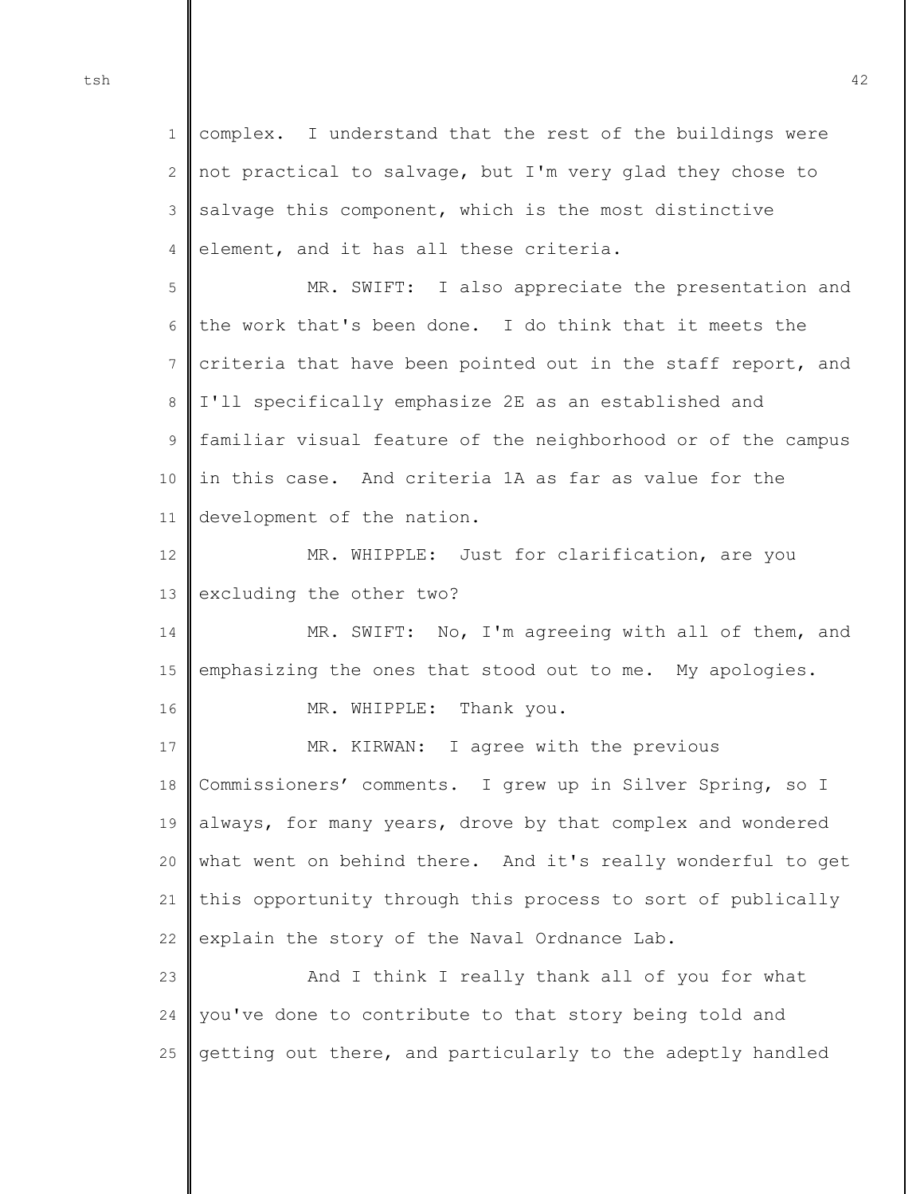complex. I understand that the rest of the buildings were not practical to salvage, but I'm very glad they chose to salvage this component, which is the most distinctive element, and it has all these criteria.

MR. SWIFT: I also appreciate the presentation and the work that's been done. I do think that it meets the criteria that have been pointed out in the staff report, and I'll specifically emphasize 2E as an established and familiar visual feature of the neighborhood or of the campus in this case. And criteria 1A as far as value for the development of the nation.

MR. WHIPPLE: Just for clarification, are you excluding the other two?

MR. SWIFT: No, I'm agreeing with all of them, and emphasizing the ones that stood out to me. My apologies.

MR. WHIPPLE: Thank you.

MR. KIRWAN: I agree with the previous Commissioners' comments. I grew up in Silver Spring, so I always, for many years, drove by that complex and wondered what went on behind there. And it's really wonderful to get this opportunity through this process to sort of publically explain the story of the Naval Ordnance Lab.

And I think I really thank all of you for what you've done to contribute to that story being told and getting out there, and particularly to the adeptly handled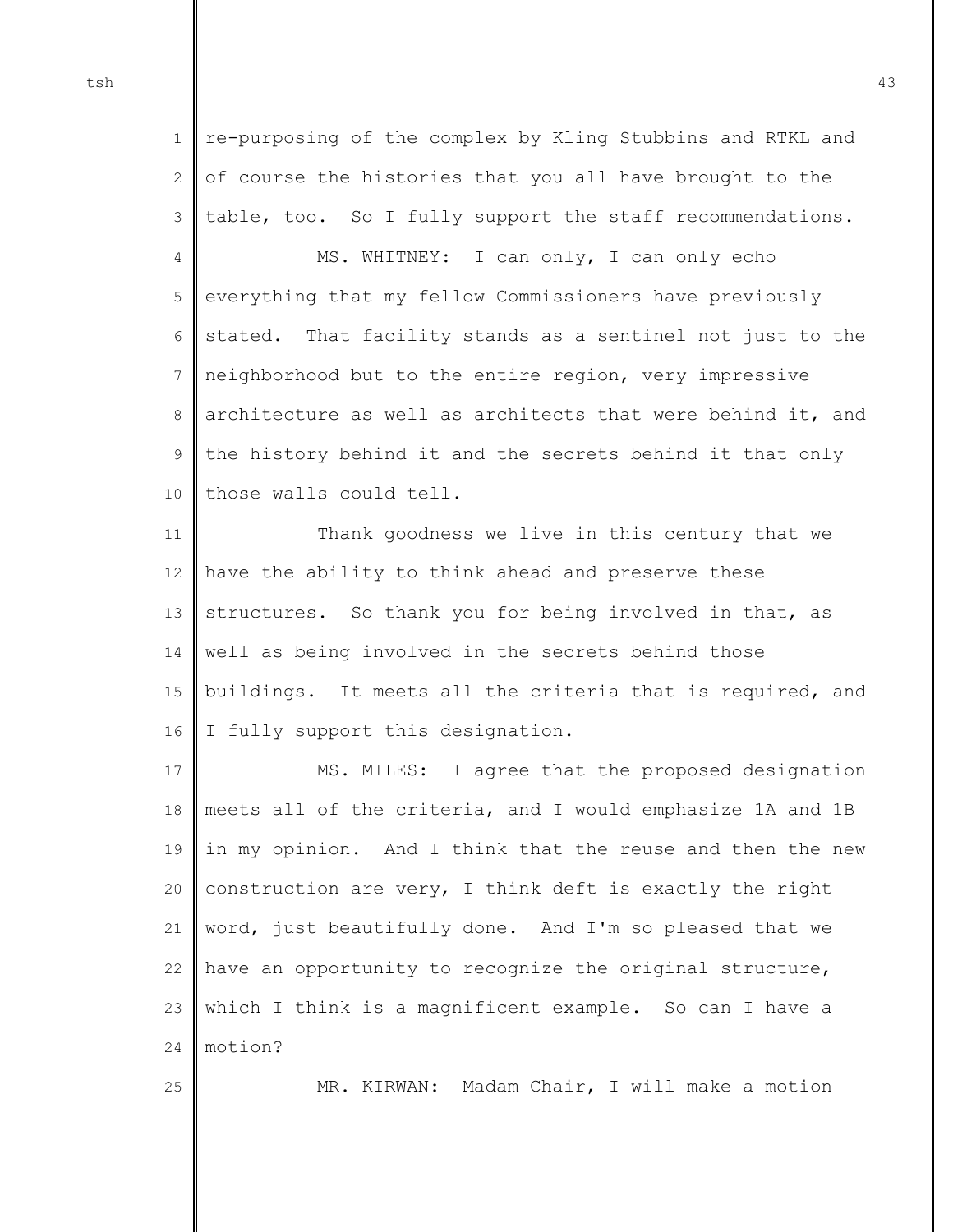re-purposing of the complex by Kling Stubbins and RTKL and of course the histories that you all have brought to the table, too. So I fully support the staff recommendations.

MS. WHITNEY: I can only, I can only echo everything that my fellow Commissioners have previously stated. That facility stands as a sentinel not just to the neighborhood but to the entire region, very impressive architecture as well as architects that were behind it, and the history behind it and the secrets behind it that only those walls could tell.

Thank goodness we live in this century that we have the ability to think ahead and preserve these structures. So thank you for being involved in that, as well as being involved in the secrets behind those buildings. It meets all the criteria that is required, and I fully support this designation.

MS. MILES: I agree that the proposed designation meets all of the criteria, and I would emphasize 1A and 1B in my opinion. And I think that the reuse and then the new construction are very, I think deft is exactly the right word, just beautifully done. And I'm so pleased that we have an opportunity to recognize the original structure, which I think is a magnificent example. So can I have a motion?

MR. KIRWAN: Madam Chair, I will make a motion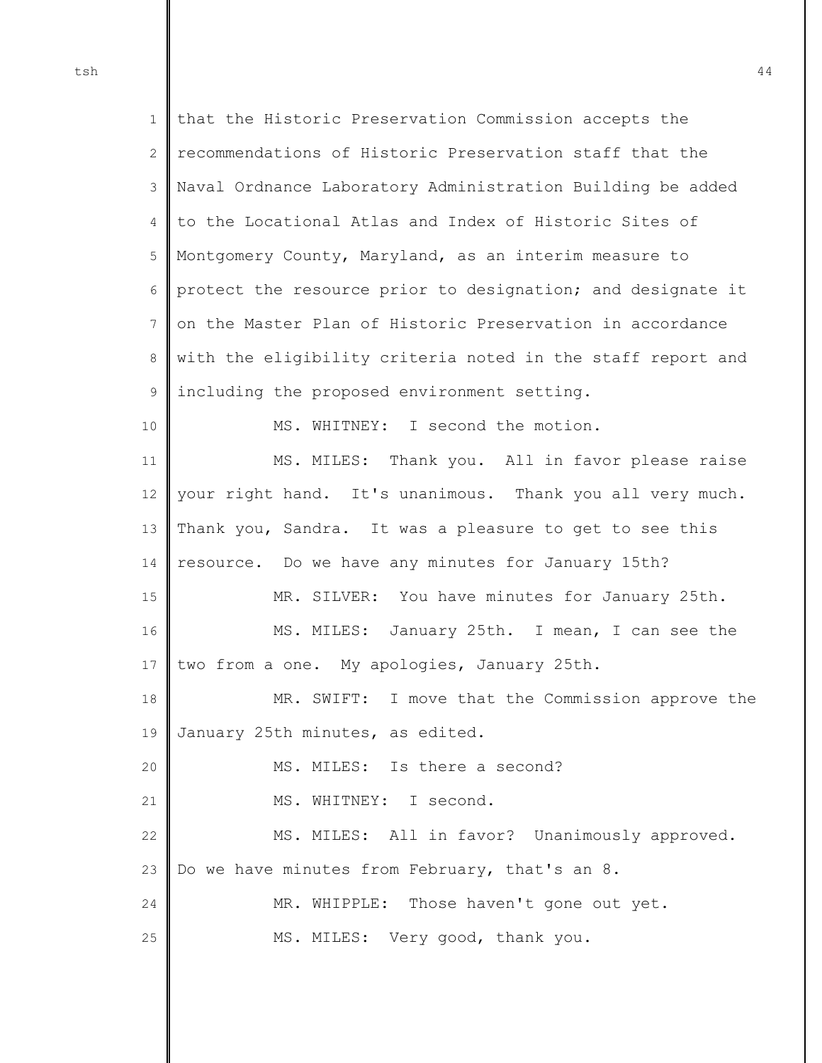that the Historic Preservation Commission accepts the recommendations of Historic Preservation staff that the Naval Ordnance Laboratory Administration Building be added to the Locational Atlas and Index of Historic Sites of Montgomery County, Maryland, as an interim measure to protect the resource prior to designation; and designate it on the Master Plan of Historic Preservation in accordance with the eligibility criteria noted in the staff report and including the proposed environment setting.

MS. WHITNEY: I second the motion.

MS. MILES: Thank you. All in favor please raise your right hand. It's unanimous. Thank you all very much. Thank you, Sandra. It was a pleasure to get to see this resource. Do we have any minutes for January 15th?

MR. SILVER: You have minutes for January 25th.

MS. MILES: January 25th. I mean, I can see the two from a one. My apologies, January 25th.

MR. SWIFT: I move that the Commission approve the January 25th minutes, as edited.

MS. MILES: Is there a second?

MS. WHITNEY: I second.

MS. MILES: All in favor? Unanimously approved. Do we have minutes from February, that's an 8.

MR. WHIPPLE: Those haven't gone out yet.

MS. MILES: Very good, thank you.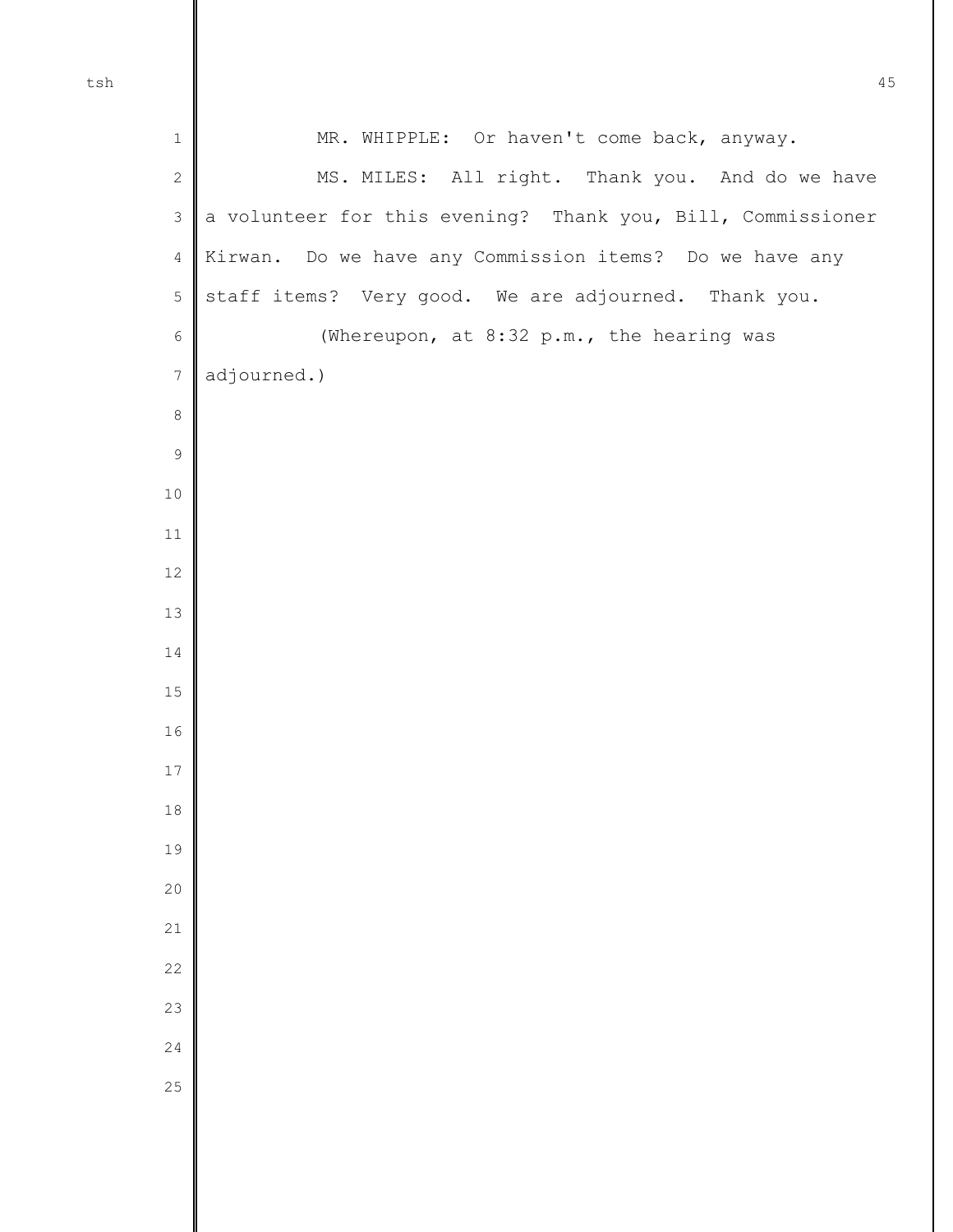MR. WHIPPLE: Or haven't come back, anyway.

MS. MILES: All right. Thank you. And do we have a volunteer for this evening? Thank you, Bill, Commissioner Kirwan. Do we have any Commission items? Do we have any staff items? Very good. We are adjourned. Thank you.

(Whereupon, at 8:32 p.m., the hearing was adjourned.)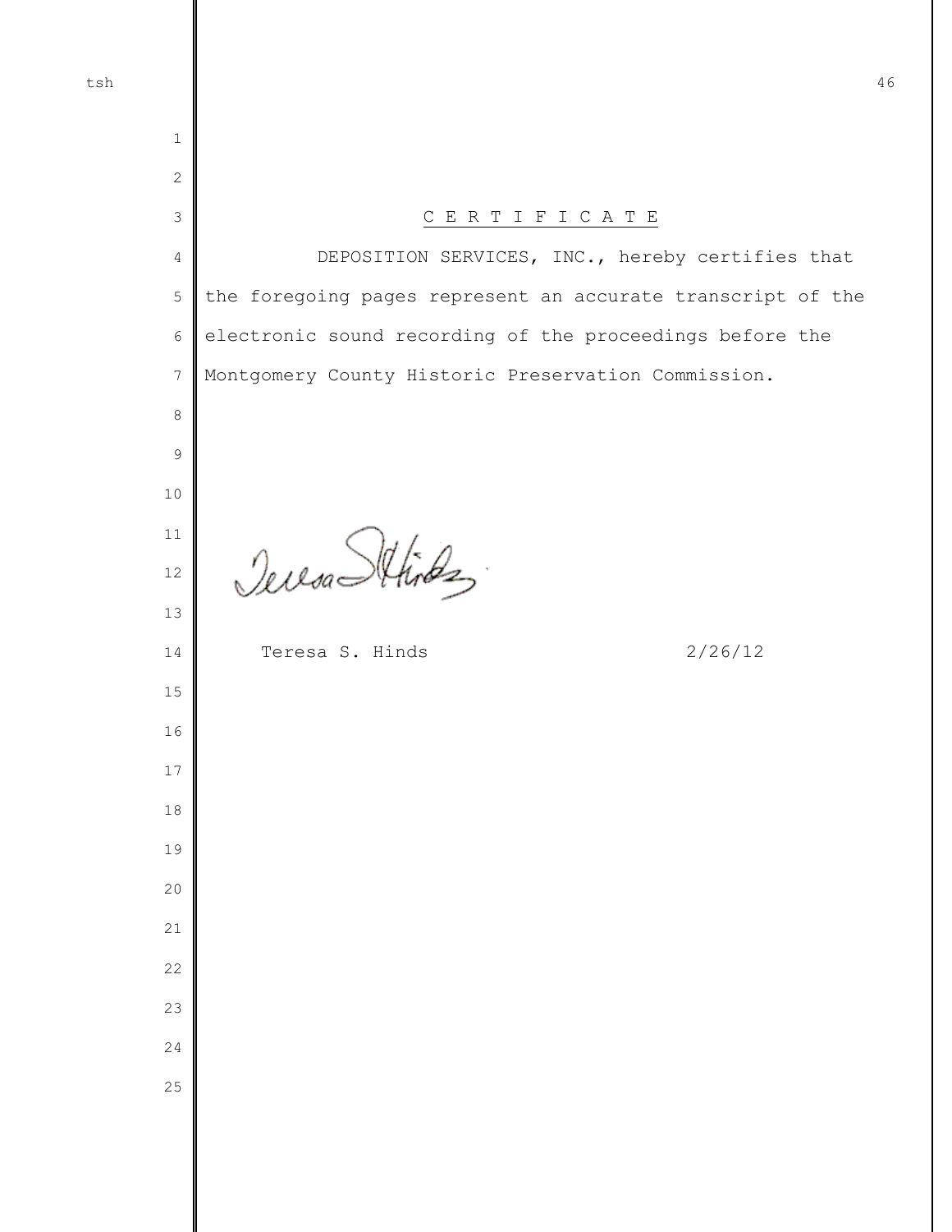# C E R T I F I C A T E

DEPOSITION SERVICES, INC., hereby certifies that the foregoing pages represent an accurate transcript of the electronic sound recording of the proceedings before the Montgomery County Historic Preservation Commission.

Teresa S. Hinds 2/26/12